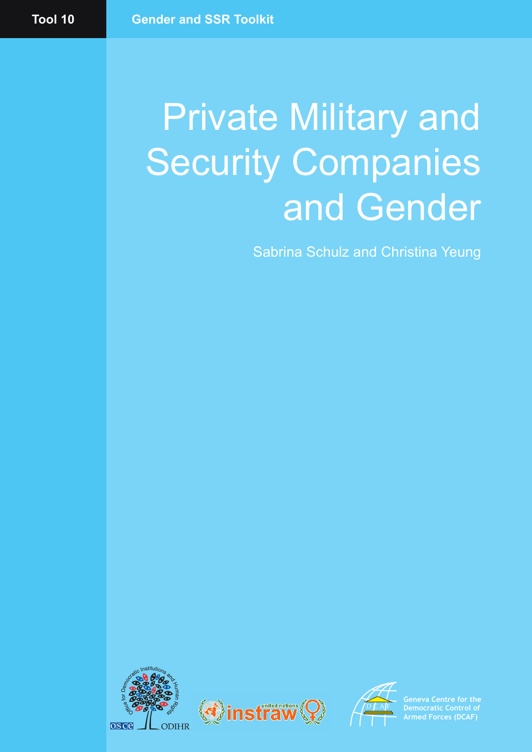Tool 10

Gender and SSR Toolkit

# Private Military and Security Companies and Gender

Sabrina Schulz and Christina Yeung

Office for Democratic Institutions and Human Rights

OSCE ODIHR

united nations instraw

Geneva Centre for the Democratic Control of Armed Forces (DCAF)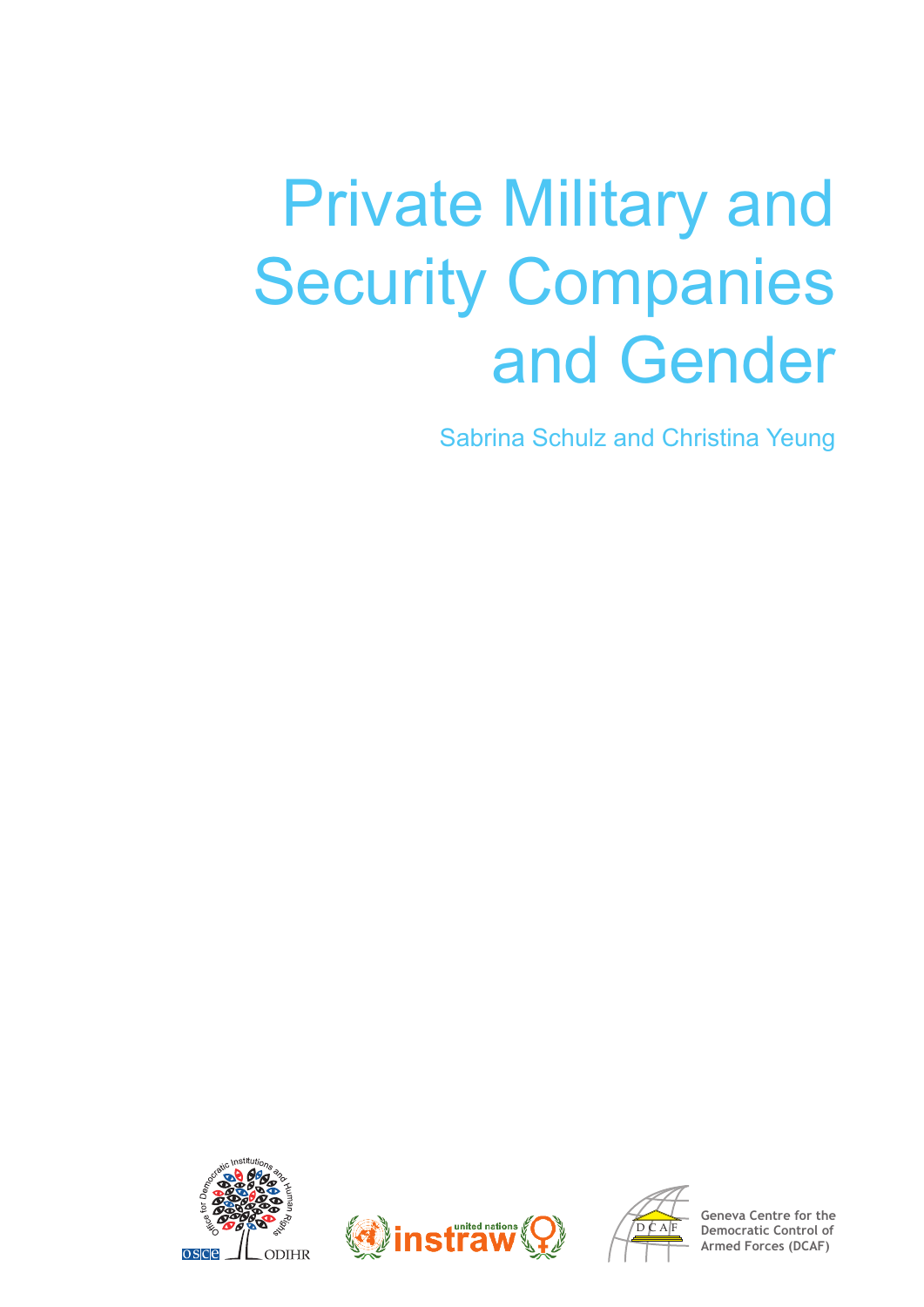# Private Military and Security Companies and Gender

Sabrina Schulz and Christina Yeung

Geneva Centre for the Democratic Control of Armed Forces (DCAF)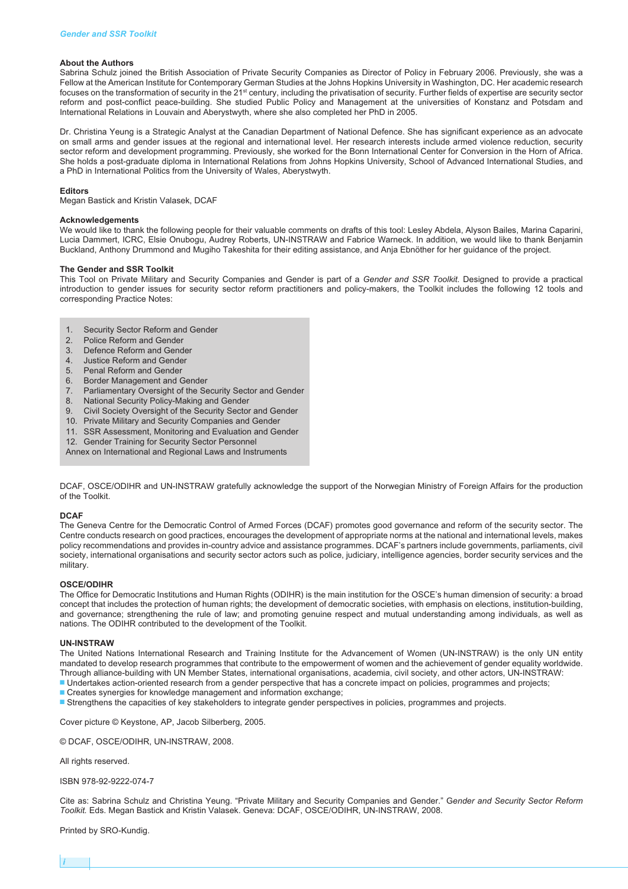## About the Authors

Sabrina Schulz joined the British Association of Private Security Companies as Director of Policy in February 2006. Previously, she was a Fellow at the American Institute for Contemporary German Studies at the Johns Hopkins University in Washington, DC. Her academic research focuses on the transformation of security in the 21st century, including the privatisation of security. Further fields of expertise are security sector reform and post-conflict peace-building. She studied Public Policy and Management at the universities of Konstanz and Potsdam and International Relations in Louvain and Aberystwyth, where she also completed her PhD in 2005.

Dr. Christina Yeung is a Strategic Analyst at the Canadian Department of National Defence. She has significant experience as an advocate on small arms and gender issues at the regional and international level. Her research interests include armed violence reduction, security sector reform and development programming. Previously, she worked for the Bonn International Center for Conversion in the Horn of Africa. She holds a post-graduate diploma in International Relations from Johns Hopkins University, School of Advanced International Studies, and a PhD in International Politics from the University of Wales, Aberystwyth.

## Editors

Megan Bastick and Kristin Valasek, DCAF

## Acknowledgements

We would like to thank the following people for their valuable comments on drafts of this tool: Lesley Abdela, Alyson Bailes, Marina Caparini, Lucia Dammert, ICRC, Elsie Onubogu, Audrey Roberts, UN-INSTRAW and Fabrice Warneck. In addition, we would like to thank Benjamin Buckland, Anthony Drummond and Mugiho Takeshita for their editing assistance, and Anja Ebnöther for her guidance of the project.

## The Gender and SSR Toolkit

This Tool on Private Military and Security Companies and Gender is part of a *Gender and SSR Toolkit.* Designed to provide a practical introduction to gender issues for security sector reform practitioners and policy-makers, the Toolkit includes the following 12 tools and corresponding Practice Notes:

1. Security Sector Reform and Gender
2. Police Reform and Gender
3. Defence Reform and Gender
4. Justice Reform and Gender
5. Penal Reform and Gender
6. Border Management and Gender
7. Parliamentary Oversight of the Security Sector and Gender
8. National Security Policy-Making and Gender
9. Civil Society Oversight of the Security Sector and Gender
10. Private Military and Security Companies and Gender
11. SSR Assessment, Monitoring and Evaluation and Gender
12. Gender Training for Security Sector Personnel

Annex on International and Regional Laws and Instruments

DCAF, OSCE/ODIHR and UN-INSTRAW gratefully acknowledge the support of the Norwegian Ministry of Foreign Affairs for the production of the Toolkit.

## DCAF

The Geneva Centre for the Democratic Control of Armed Forces (DCAF) promotes good governance and reform of the security sector. The Centre conducts research on good practices, encourages the development of appropriate norms at the national and international levels, makes policy recommendations and provides in-country advice and assistance programmes. DCAF's partners include governments, parliaments, civil society, international organisations and security sector actors such as police, judiciary, intelligence agencies, border security services and the military.

## OSCE/ODIHR

The Office for Democratic Institutions and Human Rights (ODIHR) is the main institution for the OSCE's human dimension of security: a broad concept that includes the protection of human rights; the development of democratic societies, with emphasis on elections, institution-building, and governance; strengthening the rule of law; and promoting genuine respect and mutual understanding among individuals, as well as nations. The ODIHR contributed to the development of the Toolkit.

## UN-INSTRAW

The United Nations International Research and Training Institute for the Advancement of Women (UN-INSTRAW) is the only UN entity mandated to develop research programmes that contribute to the empowerment of women and the achievement of gender equality worldwide. Through alliance-building with UN Member States, international organisations, academia, civil society, and other actors, UN-INSTRAW:

- Undertakes action-oriented research from a gender perspective that has a concrete impact on policies, programmes and projects;
- Creates synergies for knowledge management and information exchange;
- Strengthens the capacities of key stakeholders to integrate gender perspectives in policies, programmes and projects.

Cover picture © Keystone, AP, Jacob Silberberg, 2005.

© DCAF, OSCE/ODIHR, UN-INSTRAW, 2008.

All rights reserved.

ISBN 978-92-9222-074-7

Cite as: Sabrina Schulz and Christina Yeung. "Private Military and Security Companies and Gender." *Gender and Security Sector Reform Toolkit.* Eds. Megan Bastick and Kristin Valasek. Geneva: DCAF, OSCE/ODIHR, UN-INSTRAW, 2008.

Printed by SRO-Kundig.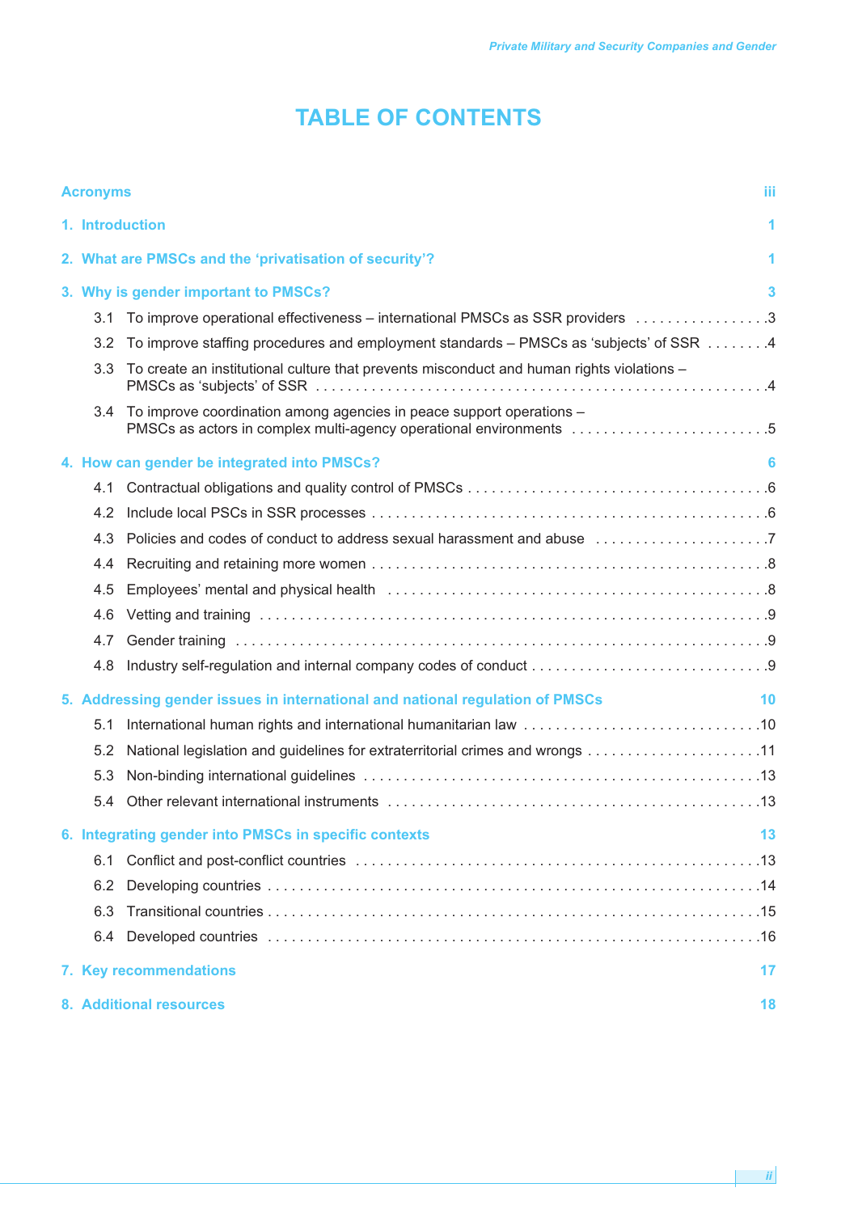# TABLE OF CONTENTS

Acronyms ..... iii

1. Introduction ..... 1

2. What are PMSCs and the 'privatisation of security'? ..... 1

3. Why is gender important to PMSCs? ..... 3
   - 3.1 To improve operational effectiveness – international PMSCs as SSR providers ..... 3
   - 3.2 To improve staffing procedures and employment standards – PMSCs as 'subjects' of SSR ..... 4
   - 3.3 To create an institutional culture that prevents misconduct and human rights violations – PMSCs as 'subjects' of SSR ..... 4
   - 3.4 To improve coordination among agencies in peace support operations – PMSCs as actors in complex multi-agency operational environments ..... 5

4. How can gender be integrated into PMSCs? ..... 6
   - 4.1 Contractual obligations and quality control of PMSCs ..... 6
   - 4.2 Include local PSCs in SSR processes ..... 6
   - 4.3 Policies and codes of conduct to address sexual harassment and abuse ..... 7
   - 4.4 Recruiting and retaining more women ..... 8
   - 4.5 Employees' mental and physical health ..... 8
   - 4.6 Vetting and training ..... 9
   - 4.7 Gender training ..... 9
   - 4.8 Industry self-regulation and internal company codes of conduct ..... 9

5. Addressing gender issues in international and national regulation of PMSCs ..... 10
   - 5.1 International human rights and international humanitarian law ..... 10
   - 5.2 National legislation and guidelines for extraterritorial crimes and wrongs ..... 11
   - 5.3 Non-binding international guidelines ..... 13
   - 5.4 Other relevant international instruments ..... 13

6. Integrating gender into PMSCs in specific contexts ..... 13
   - 6.1 Conflict and post-conflict countries ..... 13
   - 6.2 Developing countries ..... 14
   - 6.3 Transitional countries ..... 15
   - 6.4 Developed countries ..... 16

7. Key recommendations ..... 17

8. Additional resources ..... 18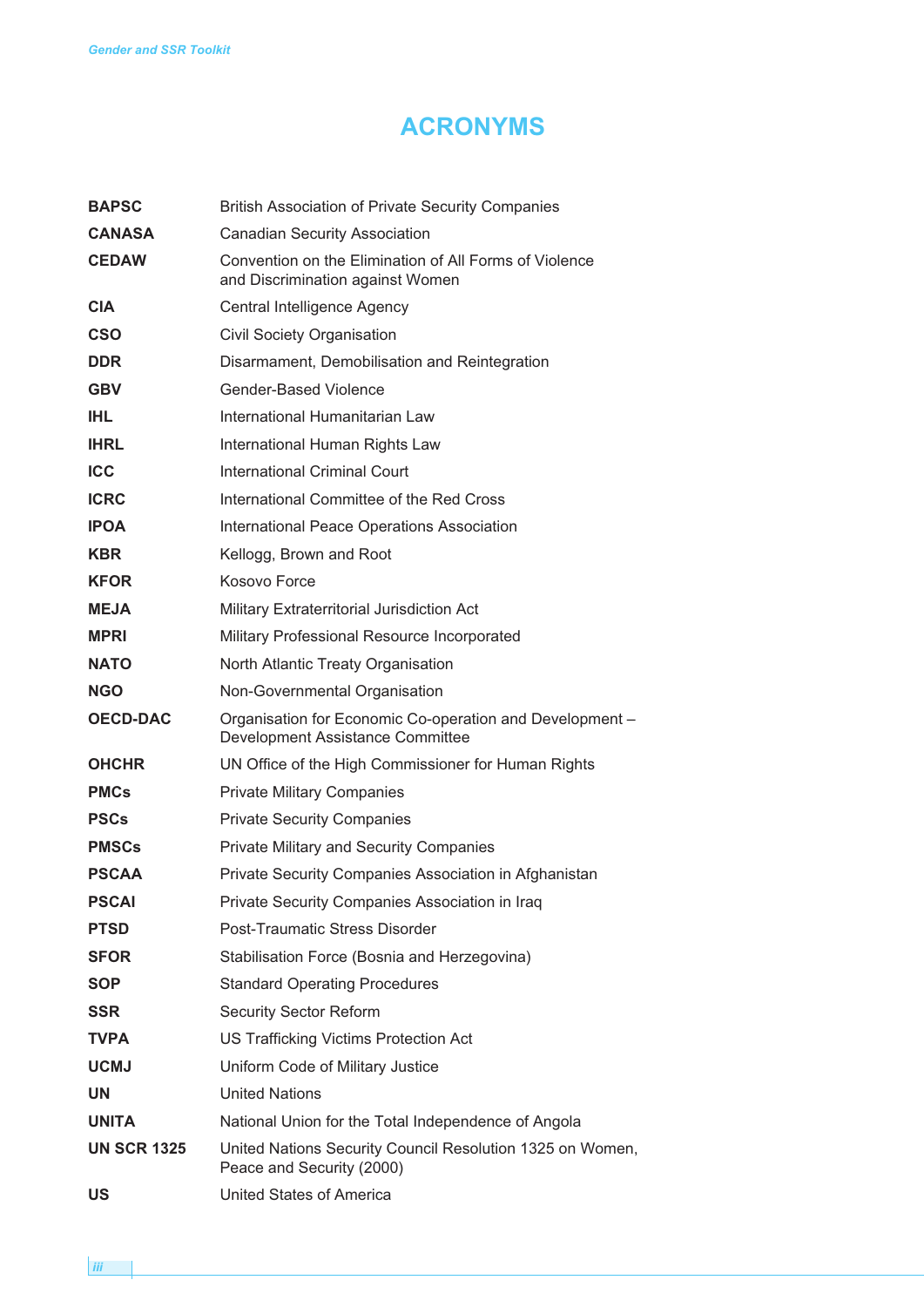# ACRONYMS

| | |
|---|---|
| **BAPSC** | British Association of Private Security Companies |
| **CANASA** | Canadian Security Association |
| **CEDAW** | Convention on the Elimination of All Forms of Violence and Discrimination against Women |
| **CIA** | Central Intelligence Agency |
| **CSO** | Civil Society Organisation |
| **DDR** | Disarmament, Demobilisation and Reintegration |
| **GBV** | Gender-Based Violence |
| **IHL** | International Humanitarian Law |
| **IHRL** | International Human Rights Law |
| **ICC** | International Criminal Court |
| **ICRC** | International Committee of the Red Cross |
| **IPOA** | International Peace Operations Association |
| **KBR** | Kellogg, Brown and Root |
| **KFOR** | Kosovo Force |
| **MEJA** | Military Extraterritorial Jurisdiction Act |
| **MPRI** | Military Professional Resource Incorporated |
| **NATO** | North Atlantic Treaty Organisation |
| **NGO** | Non-Governmental Organisation |
| **OECD-DAC** | Organisation for Economic Co-operation and Development – Development Assistance Committee |
| **OHCHR** | UN Office of the High Commissioner for Human Rights |
| **PMCs** | Private Military Companies |
| **PSCs** | Private Security Companies |
| **PMSCs** | Private Military and Security Companies |
| **PSCAA** | Private Security Companies Association in Afghanistan |
| **PSCAI** | Private Security Companies Association in Iraq |
| **PTSD** | Post-Traumatic Stress Disorder |
| **SFOR** | Stabilisation Force (Bosnia and Herzegovina) |
| **SOP** | Standard Operating Procedures |
| **SSR** | Security Sector Reform |
| **TVPA** | US Trafficking Victims Protection Act |
| **UCMJ** | Uniform Code of Military Justice |
| **UN** | United Nations |
| **UNITA** | National Union for the Total Independence of Angola |
| **UN SCR 1325** | United Nations Security Council Resolution 1325 on Women, Peace and Security (2000) |
| **US** | United States of America |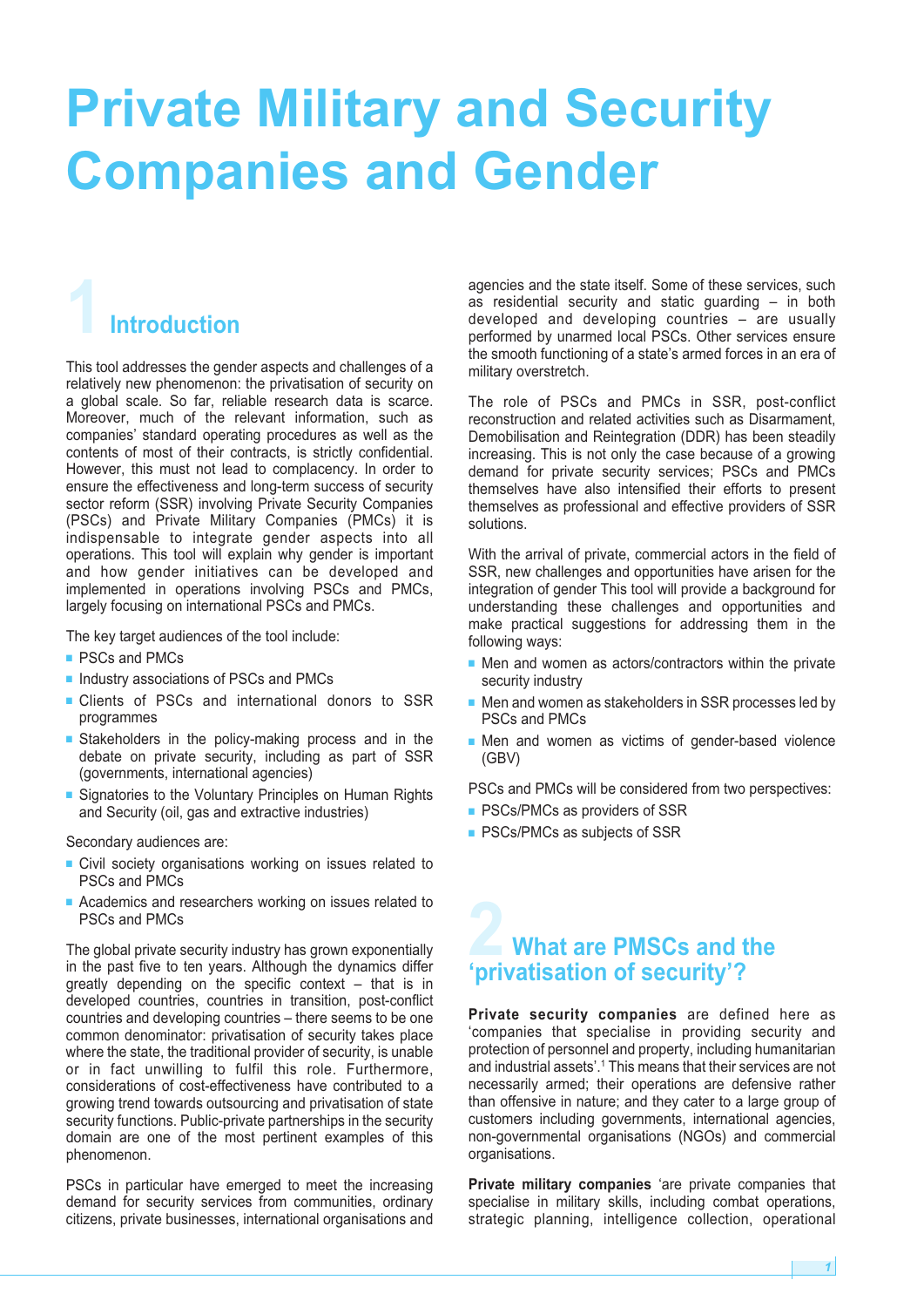# Private Military and Security Companies and Gender

## 1 Introduction

This tool addresses the gender aspects and challenges of a relatively new phenomenon: the privatisation of security on a global scale. So far, reliable research data is scarce. Moreover, much of the relevant information, such as companies' standard operating procedures as well as the contents of most of their contracts, is strictly confidential. However, this must not lead to complacency. In order to ensure the effectiveness and long-term success of security sector reform (SSR) involving Private Security Companies (PSCs) and Private Military Companies (PMCs) it is indispensable to integrate gender aspects into all operations. This tool will explain why gender is important and how gender initiatives can be developed and implemented in operations involving PSCs and PMCs, largely focusing on international PSCs and PMCs.

The key target audiences of the tool include:

- PSCs and PMCs
- Industry associations of PSCs and PMCs
- Clients of PSCs and international donors to SSR programmes
- Stakeholders in the policy-making process and in the debate on private security, including as part of SSR (governments, international agencies)
- Signatories to the Voluntary Principles on Human Rights and Security (oil, gas and extractive industries)

Secondary audiences are:

- Civil society organisations working on issues related to PSCs and PMCs
- Academics and researchers working on issues related to PSCs and PMCs

The global private security industry has grown exponentially in the past five to ten years. Although the dynamics differ greatly depending on the specific context – that is in developed countries, countries in transition, post-conflict countries and developing countries – there seems to be one common denominator: privatisation of security takes place where the state, the traditional provider of security, is unable or in fact unwilling to fulfil this role. Furthermore, considerations of cost-effectiveness have contributed to a growing trend towards outsourcing and privatisation of state security functions. Public-private partnerships in the security domain are one of the most pertinent examples of this phenomenon.

PSCs in particular have emerged to meet the increasing demand for security services from communities, ordinary citizens, private businesses, international organisations and agencies and the state itself. Some of these services, such as residential security and static guarding – in both developed and developing countries – are usually performed by unarmed local PSCs. Other services ensure the smooth functioning of a state's armed forces in an era of military overstretch.

The role of PSCs and PMCs in SSR, post-conflict reconstruction and related activities such as Disarmament, Demobilisation and Reintegration (DDR) has been steadily increasing. This is not only the case because of a growing demand for private security services; PSCs and PMCs themselves have also intensified their efforts to present themselves as professional and effective providers of SSR solutions.

With the arrival of private, commercial actors in the field of SSR, new challenges and opportunities have arisen for the integration of gender This tool will provide a background for understanding these challenges and opportunities and make practical suggestions for addressing them in the following ways:

- Men and women as actors/contractors within the private security industry
- Men and women as stakeholders in SSR processes led by PSCs and PMCs
- Men and women as victims of gender-based violence (GBV)

PSCs and PMCs will be considered from two perspectives:

- PSCs/PMCs as providers of SSR
- PSCs/PMCs as subjects of SSR

## 2 What are PMSCs and the 'privatisation of security'?

**Private security companies** are defined here as 'companies that specialise in providing security and protection of personnel and property, including humanitarian and industrial assets'.[1] This means that their services are not necessarily armed; their operations are defensive rather than offensive in nature; and they cater to a large group of customers including governments, international agencies, non-governmental organisations (NGOs) and commercial organisations.

**Private military companies** 'are private companies that specialise in military skills, including combat operations, strategic planning, intelligence collection, operational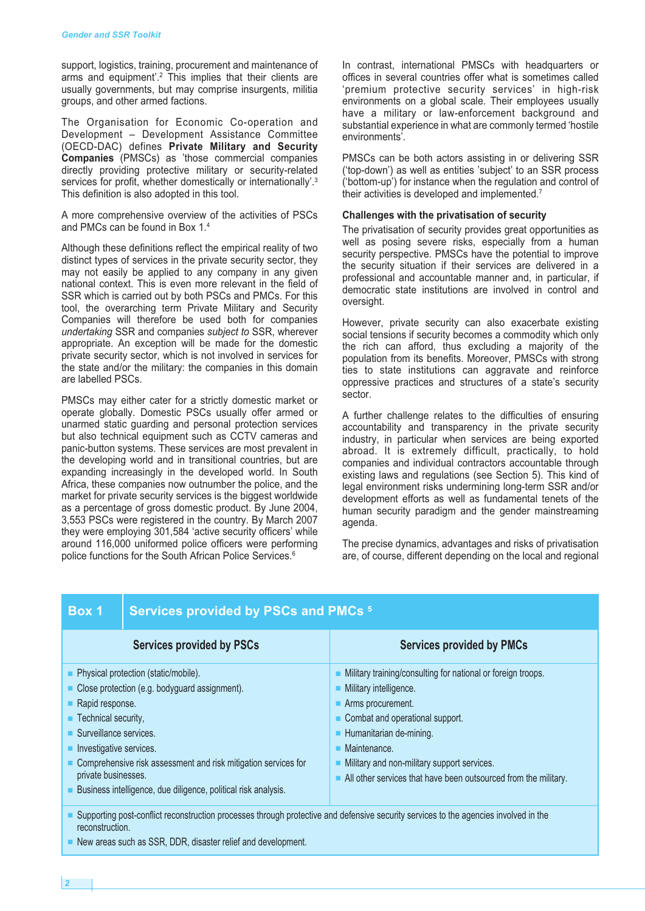support, logistics, training, procurement and maintenance of arms and equipment'.[2] This implies that their clients are usually governments, but may comprise insurgents, militia groups, and other armed factions.

The Organisation for Economic Co-operation and Development – Development Assistance Committee (OECD-DAC) defines **Private Military and Security Companies** (PMSCs) as 'those commercial companies directly providing protective military or security-related services for profit, whether domestically or internationally'.[3] This definition is also adopted in this tool.

A more comprehensive overview of the activities of PSCs and PMCs can be found in Box 1.[4]

Although these definitions reflect the empirical reality of two distinct types of services in the private security sector, they may not easily be applied to any company in any given national context. This is even more relevant in the field of SSR which is carried out by both PSCs and PMCs. For this tool, the overarching term Private Military and Security Companies will therefore be used both for companies *undertaking* SSR and companies *subject to* SSR, wherever appropriate. An exception will be made for the domestic private security sector, which is not involved in services for the state and/or the military: the companies in this domain are labelled PSCs.

PMSCs may either cater for a strictly domestic market or operate globally. Domestic PSCs usually offer armed or unarmed static guarding and personal protection services but also technical equipment such as CCTV cameras and panic-button systems. These services are most prevalent in the developing world and in transitional countries, but are expanding increasingly in the developed world. In South Africa, these companies now outnumber the police, and the market for private security services is the biggest worldwide as a percentage of gross domestic product. By June 2004, 3,553 PSCs were registered in the country. By March 2007 they were employing 301,584 'active security officers' while around 116,000 uniformed police officers were performing police functions for the South African Police Services.[6]

In contrast, international PMSCs with headquarters or offices in several countries offer what is sometimes called 'premium protective security services' in high-risk environments on a global scale. Their employees usually have a military or law-enforcement background and substantial experience in what are commonly termed 'hostile environments'.

PMSCs can be both actors assisting in or delivering SSR ('top-down') as well as entities 'subject' to an SSR process ('bottom-up') for instance when the regulation and control of their activities is developed and implemented.[7]

### Challenges with the privatisation of security

The privatisation of security provides great opportunities as well as posing severe risks, especially from a human security perspective. PMSCs have the potential to improve the security situation if their services are delivered in a professional and accountable manner and, in particular, if democratic state institutions are involved in control and oversight.

However, private security can also exacerbate existing social tensions if security becomes a commodity which only the rich can afford, thus excluding a majority of the population from its benefits. Moreover, PMSCs with strong ties to state institutions can aggravate and reinforce oppressive practices and structures of a state's security sector.

A further challenge relates to the difficulties of ensuring accountability and transparency in the private security industry, in particular when services are being exported abroad. It is extremely difficult, practically, to hold companies and individual contractors accountable through existing laws and regulations (see Section 5). This kind of legal environment risks undermining long-term SSR and/or development efforts as well as fundamental tenets of the human security paradigm and the gender mainstreaming agenda.

The precise dynamics, advantages and risks of privatisation are, of course, different depending on the local and regional

**Box 1 — Services provided by PSCs and PMCs [5]**

| Services provided by PSCs | Services provided by PMCs |
|---|---|
| ▪ Physical protection (static/mobile).<br>▪ Close protection (e.g. bodyguard assignment).<br>▪ Rapid response.<br>▪ Technical security,<br>▪ Surveillance services.<br>▪ Investigative services.<br>▪ Comprehensive risk assessment and risk mitigation services for private businesses.<br>▪ Business intelligence, due diligence, political risk analysis. | ▪ Military training/consulting for national or foreign troops.<br>▪ Military intelligence.<br>▪ Arms procurement.<br>▪ Combat and operational support.<br>▪ Humanitarian de-mining.<br>▪ Maintenance.<br>▪ Military and non-military support services.<br>▪ All other services that have been outsourced from the military. |
| ▪ Supporting post-conflict reconstruction processes through protective and defensive security services to the agencies involved in the reconstruction.<br>▪ New areas such as SSR, DDR, disaster relief and development. | |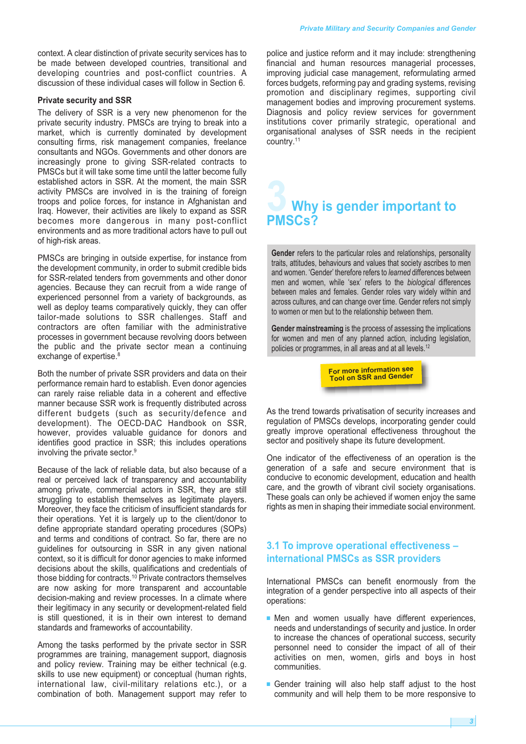context. A clear distinction of private security services has to be made between developed countries, transitional and developing countries and post-conflict countries. A discussion of these individual cases will follow in Section 6.

### Private security and SSR

The delivery of SSR is a very new phenomenon for the private security industry. PMSCs are trying to break into a market, which is currently dominated by development consulting firms, risk management companies, freelance consultants and NGOs. Governments and other donors are increasingly prone to giving SSR-related contracts to PMSCs but it will take some time until the latter become fully established actors in SSR. At the moment, the main SSR activity PMSCs are involved in is the training of foreign troops and police forces, for instance in Afghanistan and Iraq. However, their activities are likely to expand as SSR becomes more dangerous in many post-conflict environments and as more traditional actors have to pull out of high-risk areas.

PMSCs are bringing in outside expertise, for instance from the development community, in order to submit credible bids for SSR-related tenders from governments and other donor agencies. Because they can recruit from a wide range of experienced personnel from a variety of backgrounds, as well as deploy teams comparatively quickly, they can offer tailor-made solutions to SSR challenges. Staff and contractors are often familiar with the administrative processes in government because revolving doors between the public and the private sector mean a continuing exchange of expertise.[8]

Both the number of private SSR providers and data on their performance remain hard to establish. Even donor agencies can rarely raise reliable data in a coherent and effective manner because SSR work is frequently distributed across different budgets (such as security/defence and development). The OECD-DAC Handbook on SSR, however, provides valuable guidance for donors and identifies good practice in SSR; this includes operations involving the private sector.[9]

Because of the lack of reliable data, but also because of a real or perceived lack of transparency and accountability among private, commercial actors in SSR, they are still struggling to establish themselves as legitimate players. Moreover, they face the criticism of insufficient standards for their operations. Yet it is largely up to the client/donor to define appropriate standard operating procedures (SOPs) and terms and conditions of contract. So far, there are no guidelines for outsourcing in SSR in any given national context, so it is difficult for donor agencies to make informed decisions about the skills, qualifications and credentials of those bidding for contracts.[10] Private contractors themselves are now asking for more transparent and accountable decision-making and review processes. In a climate where their legitimacy in any security or development-related field is still questioned, it is in their own interest to demand standards and frameworks of accountability.

Among the tasks performed by the private sector in SSR programmes are training, management support, diagnosis and policy review. Training may be either technical (e.g. skills to use new equipment) or conceptual (human rights, international law, civil-military relations etc.), or a combination of both. Management support may refer to police and justice reform and it may include: strengthening financial and human resources managerial processes, improving judicial case management, reformulating armed forces budgets, reforming pay and grading systems, revising promotion and disciplinary regimes, supporting civil management bodies and improving procurement systems. Diagnosis and policy review services for government institutions cover primarily strategic, operational and organisational analyses of SSR needs in the recipient country.[11]

## 3 Why is gender important to PMSCs?

**Gender** refers to the particular roles and relationships, personality traits, attitudes, behaviours and values that society ascribes to men and women. 'Gender' therefore refers to *learned* differences between men and women, while 'sex' refers to the *biological* differences between males and females. Gender roles vary widely within and across cultures, and can change over time. Gender refers not simply to women or men but to the relationship between them.

**Gender mainstreaming** is the process of assessing the implications for women and men of any planned action, including legislation, policies or programmes, in all areas and at all levels.[12]

For more information see Tool on SSR and Gender

As the trend towards privatisation of security increases and regulation of PMSCs develops, incorporating gender could greatly improve operational effectiveness throughout the sector and positively shape its future development.

One indicator of the effectiveness of an operation is the generation of a safe and secure environment that is conducive to economic development, education and health care, and the growth of vibrant civil society organisations. These goals can only be achieved if women enjoy the same rights as men in shaping their immediate social environment.

### 3.1 To improve operational effectiveness – international PMSCs as SSR providers

International PMSCs can benefit enormously from the integration of a gender perspective into all aspects of their operations:

- Men and women usually have different experiences, needs and understandings of security and justice. In order to increase the chances of operational success, security personnel need to consider the impact of all of their activities on men, women, girls and boys in host communities.
- Gender training will also help staff adjust to the host community and will help them to be more responsive to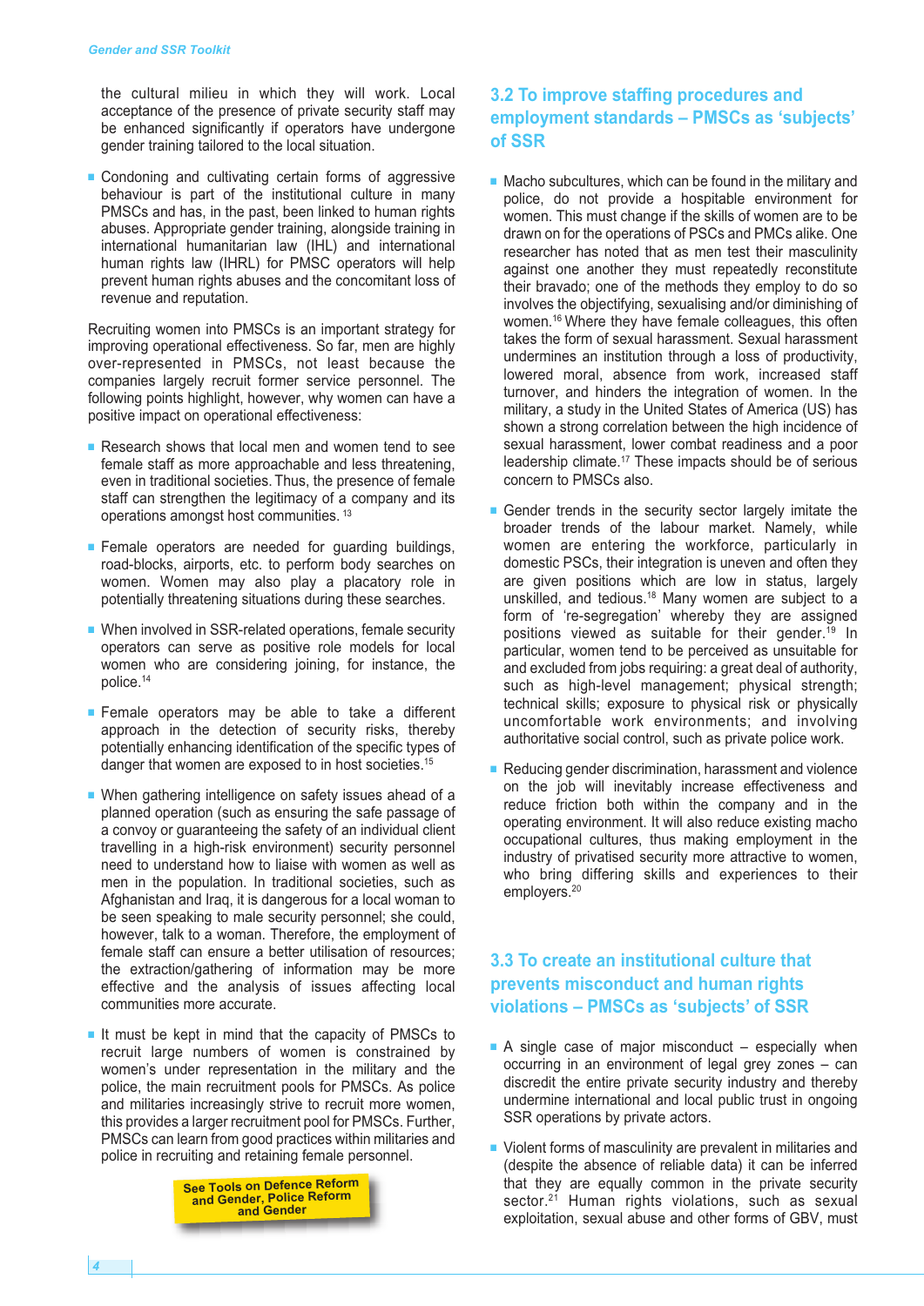the cultural milieu in which they will work. Local acceptance of the presence of private security staff may be enhanced significantly if operators have undergone gender training tailored to the local situation.

- Condoning and cultivating certain forms of aggressive behaviour is part of the institutional culture in many PMSCs and has, in the past, been linked to human rights abuses. Appropriate gender training, alongside training in international humanitarian law (IHL) and international human rights law (IHRL) for PMSC operators will help prevent human rights abuses and the concomitant loss of revenue and reputation.

Recruiting women into PMSCs is an important strategy for improving operational effectiveness. So far, men are highly over-represented in PMSCs, not least because the companies largely recruit former service personnel. The following points highlight, however, why women can have a positive impact on operational effectiveness:

- Research shows that local men and women tend to see female staff as more approachable and less threatening, even in traditional societies. Thus, the presence of female staff can strengthen the legitimacy of a company and its operations amongst host communities. [13]

- Female operators are needed for guarding buildings, road-blocks, airports, etc. to perform body searches on women. Women may also play a placatory role in potentially threatening situations during these searches.

- When involved in SSR-related operations, female security operators can serve as positive role models for local women who are considering joining, for instance, the police.[14]

- Female operators may be able to take a different approach in the detection of security risks, thereby potentially enhancing identification of the specific types of danger that women are exposed to in host societies.[15]

- When gathering intelligence on safety issues ahead of a planned operation (such as ensuring the safe passage of a convoy or guaranteeing the safety of an individual client travelling in a high-risk environment) security personnel need to understand how to liaise with women as well as men in the population. In traditional societies, such as Afghanistan and Iraq, it is dangerous for a local woman to be seen speaking to male security personnel; she could, however, talk to a woman. Therefore, the employment of female staff can ensure a better utilisation of resources; the extraction/gathering of information may be more effective and the analysis of issues affecting local communities more accurate.

- It must be kept in mind that the capacity of PMSCs to recruit large numbers of women is constrained by women's under representation in the military and the police, the main recruitment pools for PMSCs. As police and militaries increasingly strive to recruit more women, this provides a larger recruitment pool for PMSCs. Further, PMSCs can learn from good practices within militaries and police in recruiting and retaining female personnel.

**See Tools on Defence Reform and Gender, Police Reform and Gender**

## 3.2 To improve staffing procedures and employment standards – PMSCs as 'subjects' of SSR

- Macho subcultures, which can be found in the military and police, do not provide a hospitable environment for women. This must change if the skills of women are to be drawn on for the operations of PSCs and PMCs alike. One researcher has noted that as men test their masculinity against one another they must repeatedly reconstitute their bravado; one of the methods they employ to do so involves the objectifying, sexualising and/or diminishing of women.[16] Where they have female colleagues, this often takes the form of sexual harassment. Sexual harassment undermines an institution through a loss of productivity, lowered moral, absence from work, increased staff turnover, and hinders the integration of women. In the military, a study in the United States of America (US) has shown a strong correlation between the high incidence of sexual harassment, lower combat readiness and a poor leadership climate.[17] These impacts should be of serious concern to PMSCs also.

- Gender trends in the security sector largely imitate the broader trends of the labour market. Namely, while women are entering the workforce, particularly in domestic PSCs, their integration is uneven and often they are given positions which are low in status, largely unskilled, and tedious.[18] Many women are subject to a form of 're-segregation' whereby they are assigned positions viewed as suitable for their gender.[19] In particular, women tend to be perceived as unsuitable for and excluded from jobs requiring: a great deal of authority, such as high-level management; physical strength; technical skills; exposure to physical risk or physically uncomfortable work environments; and involving authoritative social control, such as private police work.

- Reducing gender discrimination, harassment and violence on the job will inevitably increase effectiveness and reduce friction both within the company and in the operating environment. It will also reduce existing macho occupational cultures, thus making employment in the industry of privatised security more attractive to women, who bring differing skills and experiences to their employers.[20]

## 3.3 To create an institutional culture that prevents misconduct and human rights violations – PMSCs as 'subjects' of SSR

- A single case of major misconduct – especially when occurring in an environment of legal grey zones – can discredit the entire private security industry and thereby undermine international and local public trust in ongoing SSR operations by private actors.

- Violent forms of masculinity are prevalent in militaries and (despite the absence of reliable data) it can be inferred that they are equally common in the private security sector.[21] Human rights violations, such as sexual exploitation, sexual abuse and other forms of GBV, must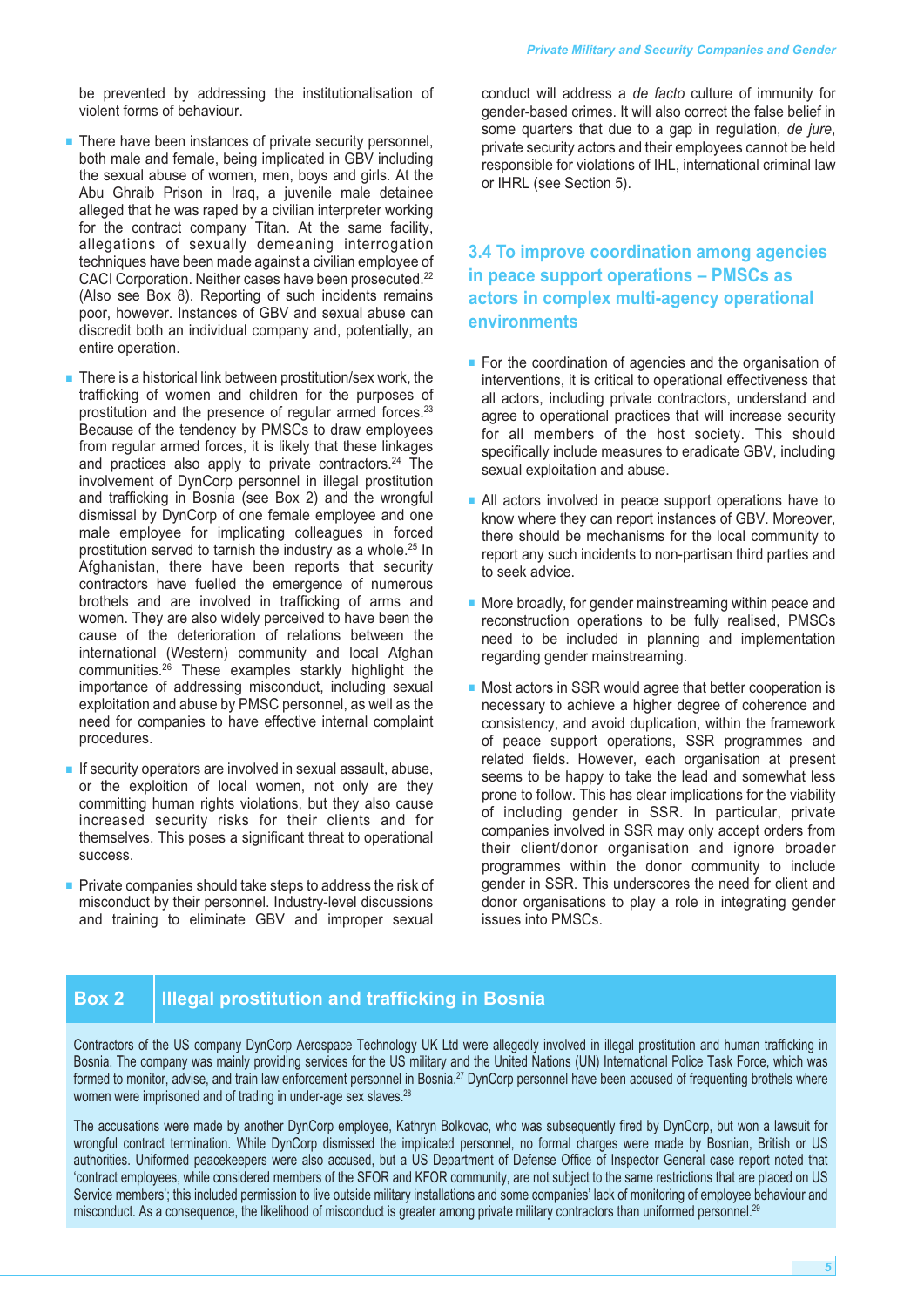be prevented by addressing the institutionalisation of violent forms of behaviour.

- There have been instances of private security personnel, both male and female, being implicated in GBV including the sexual abuse of women, men, boys and girls. At the Abu Ghraib Prison in Iraq, a juvenile male detainee alleged that he was raped by a civilian interpreter working for the contract company Titan. At the same facility, allegations of sexually demeaning interrogation techniques have been made against a civilian employee of CACI Corporation. Neither cases have been prosecuted.[22] (Also see Box 8). Reporting of such incidents remains poor, however. Instances of GBV and sexual abuse can discredit both an individual company and, potentially, an entire operation.

- There is a historical link between prostitution/sex work, the trafficking of women and children for the purposes of prostitution and the presence of regular armed forces.[23] Because of the tendency by PMSCs to draw employees from regular armed forces, it is likely that these linkages and practices also apply to private contractors.[24] The involvement of DynCorp personnel in illegal prostitution and trafficking in Bosnia (see Box 2) and the wrongful dismissal by DynCorp of one female employee and one male employee for implicating colleagues in forced prostitution served to tarnish the industry as a whole.[25] In Afghanistan, there have been reports that security contractors have fuelled the emergence of numerous brothels and are involved in trafficking of arms and women. They are also widely perceived to have been the cause of the deterioration of relations between the international (Western) community and local Afghan communities.[26] These examples starkly highlight the importance of addressing misconduct, including sexual exploitation and abuse by PMSC personnel, as well as the need for companies to have effective internal complaint procedures.

- If security operators are involved in sexual assault, abuse, or the exploitation of local women, not only are they committing human rights violations, but they also cause increased security risks for their clients and for themselves. This poses a significant threat to operational success.

- Private companies should take steps to address the risk of misconduct by their personnel. Industry-level discussions and training to eliminate GBV and improper sexual conduct will address a *de facto* culture of immunity for gender-based crimes. It will also correct the false belief in some quarters that due to a gap in regulation, *de jure*, private security actors and their employees cannot be held responsible for violations of IHL, international criminal law or IHRL (see Section 5).

### 3.4 To improve coordination among agencies in peace support operations – PMSCs as actors in complex multi-agency operational environments

- For the coordination of agencies and the organisation of interventions, it is critical to operational effectiveness that all actors, including private contractors, understand and agree to operational practices that will increase security for all members of the host society. This should specifically include measures to eradicate GBV, including sexual exploitation and abuse.

- All actors involved in peace support operations have to know where they can report instances of GBV. Moreover, there should be mechanisms for the local community to report any such incidents to non-partisan third parties and to seek advice.

- More broadly, for gender mainstreaming within peace and reconstruction operations to be fully realised, PMSCs need to be included in planning and implementation regarding gender mainstreaming.

- Most actors in SSR would agree that better cooperation is necessary to achieve a higher degree of coherence and consistency, and avoid duplication, within the framework of peace support operations, SSR programmes and related fields. However, each organisation at present seems to be happy to take the lead and somewhat less prone to follow. This has clear implications for the viability of including gender in SSR. In particular, private companies involved in SSR may only accept orders from their client/donor organisation and ignore broader programmes within the donor community to include gender in SSR. This underscores the need for client and donor organisations to play a role in integrating gender issues into PMSCs.

#### Box 2 Illegal prostitution and trafficking in Bosnia

Contractors of the US company DynCorp Aerospace Technology UK Ltd were allegedly involved in illegal prostitution and human trafficking in Bosnia. The company was mainly providing services for the US military and the United Nations (UN) International Police Task Force, which was formed to monitor, advise, and train law enforcement personnel in Bosnia.[27] DynCorp personnel have been accused of frequenting brothels where women were imprisoned and of trading in under-age sex slaves.[28]

The accusations were made by another DynCorp employee, Kathryn Bolkovac, who was subsequently fired by DynCorp, but won a lawsuit for wrongful contract termination. While DynCorp dismissed the implicated personnel, no formal charges were made by Bosnian, British or US authorities. Uniformed peacekeepers were also accused, but a US Department of Defense Office of Inspector General case report noted that 'contract employees, while considered members of the SFOR and KFOR community, are not subject to the same restrictions that are placed on US Service members'; this included permission to live outside military installations and some companies' lack of monitoring of employee behaviour and misconduct. As a consequence, the likelihood of misconduct is greater among private military contractors than uniformed personnel.[29]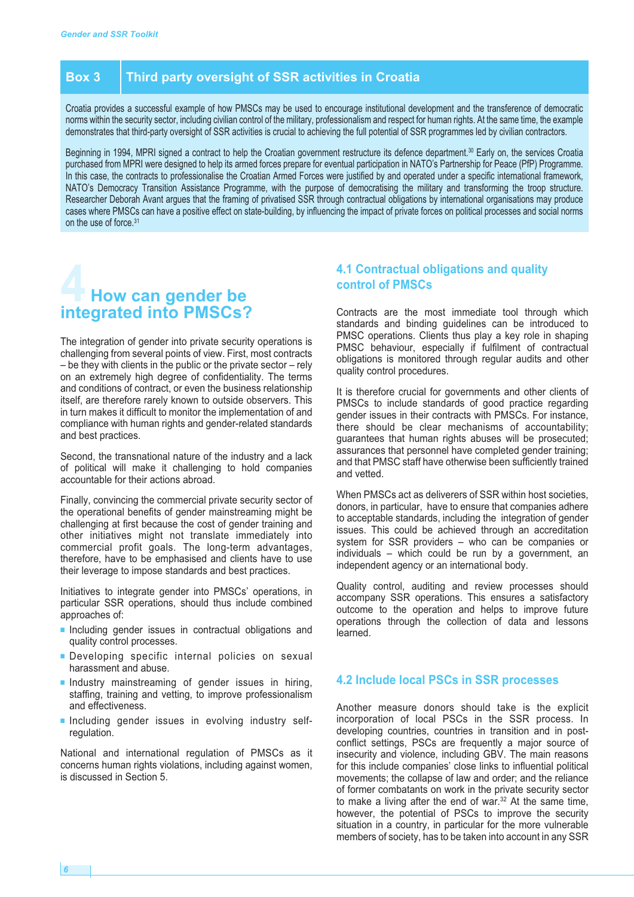## Box 3 Third party oversight of SSR activities in Croatia

Croatia provides a successful example of how PMSCs may be used to encourage institutional development and the transference of democratic norms within the security sector, including civilian control of the military, professionalism and respect for human rights. At the same time, the example demonstrates that third-party oversight of SSR activities is crucial to achieving the full potential of SSR programmes led by civilian contractors.

Beginning in 1994, MPRI signed a contract to help the Croatian government restructure its defence department.[30] Early on, the services Croatia purchased from MPRI were designed to help its armed forces prepare for eventual participation in NATO's Partnership for Peace (PfP) Programme. In this case, the contracts to professionalise the Croatian Armed Forces were justified by and operated under a specific international framework, NATO's Democracy Transition Assistance Programme, with the purpose of democratising the military and transforming the troop structure. Researcher Deborah Avant argues that the framing of privatised SSR through contractual obligations by international organisations may produce cases where PMSCs can have a positive effect on state-building, by influencing the impact of private forces on political processes and social norms on the use of force.[31]

# 4 How can gender be integrated into PMSCs?

The integration of gender into private security operations is challenging from several points of view. First, most contracts – be they with clients in the public or the private sector – rely on an extremely high degree of confidentiality. The terms and conditions of contract, or even the business relationship itself, are therefore rarely known to outside observers. This in turn makes it difficult to monitor the implementation of and compliance with human rights and gender-related standards and best practices.

Second, the transnational nature of the industry and a lack of political will make it challenging to hold companies accountable for their actions abroad.

Finally, convincing the commercial private security sector of the operational benefits of gender mainstreaming might be challenging at first because the cost of gender training and other initiatives might not translate immediately into commercial profit goals. The long-term advantages, therefore, have to be emphasised and clients have to use their leverage to impose standards and best practices.

Initiatives to integrate gender into PMSCs' operations, in particular SSR operations, should thus include combined approaches of:

- Including gender issues in contractual obligations and quality control processes.
- Developing specific internal policies on sexual harassment and abuse.
- Industry mainstreaming of gender issues in hiring, staffing, training and vetting, to improve professionalism and effectiveness.
- Including gender issues in evolving industry self-regulation.

National and international regulation of PMSCs as it concerns human rights violations, including against women, is discussed in Section 5.

## 4.1 Contractual obligations and quality control of PMSCs

Contracts are the most immediate tool through which standards and binding guidelines can be introduced to PMSC operations. Clients thus play a key role in shaping PMSC behaviour, especially if fulfilment of contractual obligations is monitored through regular audits and other quality control procedures.

It is therefore crucial for governments and other clients of PMSCs to include standards of good practice regarding gender issues in their contracts with PMSCs. For instance, there should be clear mechanisms of accountability; guarantees that human rights abuses will be prosecuted; assurances that personnel have completed gender training; and that PMSC staff have otherwise been sufficiently trained and vetted.

When PMSCs act as deliverers of SSR within host societies, donors, in particular, have to ensure that companies adhere to acceptable standards, including the integration of gender issues. This could be achieved through an accreditation system for SSR providers – who can be companies or individuals – which could be run by a government, an independent agency or an international body.

Quality control, auditing and review processes should accompany SSR operations. This ensures a satisfactory outcome to the operation and helps to improve future operations through the collection of data and lessons learned.

## 4.2 Include local PSCs in SSR processes

Another measure donors should take is the explicit incorporation of local PSCs in the SSR process. In developing countries, countries in transition and in post-conflict settings, PSCs are frequently a major source of insecurity and violence, including GBV. The main reasons for this include companies' close links to influential political movements; the collapse of law and order; and the reliance of former combatants on work in the private security sector to make a living after the end of war.[32] At the same time, however, the potential of PSCs to improve the security situation in a country, in particular for the more vulnerable members of society, has to be taken into account in any SSR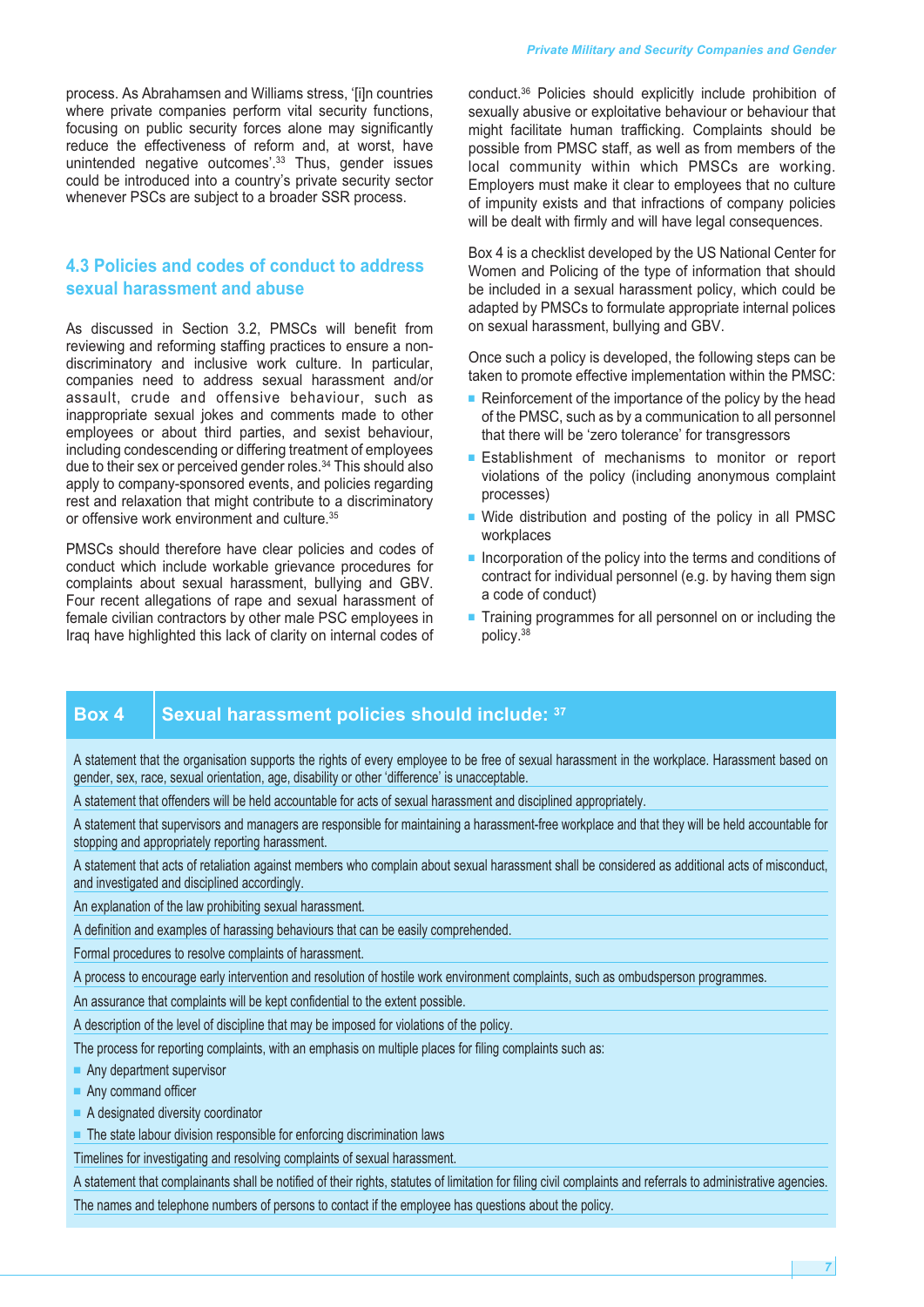process. As Abrahamsen and Williams stress, '[i]n countries where private companies perform vital security functions, focusing on public security forces alone may significantly reduce the effectiveness of reform and, at worst, have unintended negative outcomes'.[33] Thus, gender issues could be introduced into a country's private security sector whenever PSCs are subject to a broader SSR process.

## 4.3 Policies and codes of conduct to address sexual harassment and abuse

As discussed in Section 3.2, PMSCs will benefit from reviewing and reforming staffing practices to ensure a non-discriminatory and inclusive work culture. In particular, companies need to address sexual harassment and/or assault, crude and offensive behaviour, such as inappropriate sexual jokes and comments made to other employees or about third parties, and sexist behaviour, including condescending or differing treatment of employees due to their sex or perceived gender roles.[34] This should also apply to company-sponsored events, and policies regarding rest and relaxation that might contribute to a discriminatory or offensive work environment and culture.[35]

PMSCs should therefore have clear policies and codes of conduct which include workable grievance procedures for complaints about sexual harassment, bullying and GBV. Four recent allegations of rape and sexual harassment of female civilian contractors by other male PSC employees in Iraq have highlighted this lack of clarity on internal codes of conduct.[36] Policies should explicitly include prohibition of sexually abusive or exploitative behaviour or behaviour that might facilitate human trafficking. Complaints should be possible from PMSC staff, as well as from members of the local community within which PMSCs are working. Employers must make it clear to employees that no culture of impunity exists and that infractions of company policies will be dealt with firmly and will have legal consequences.

Box 4 is a checklist developed by the US National Center for Women and Policing of the type of information that should be included in a sexual harassment policy, which could be adapted by PMSCs to formulate appropriate internal polices on sexual harassment, bullying and GBV.

Once such a policy is developed, the following steps can be taken to promote effective implementation within the PMSC:

- Reinforcement of the importance of the policy by the head of the PMSC, such as by a communication to all personnel that there will be 'zero tolerance' for transgressors
- Establishment of mechanisms to monitor or report violations of the policy (including anonymous complaint processes)
- Wide distribution and posting of the policy in all PMSC workplaces
- Incorporation of the policy into the terms and conditions of contract for individual personnel (e.g. by having them sign a code of conduct)
- Training programmes for all personnel on or including the policy.[38]

### Box 4 Sexual harassment policies should include: [37]

A statement that the organisation supports the rights of every employee to be free of sexual harassment in the workplace. Harassment based on gender, sex, race, sexual orientation, age, disability or other 'difference' is unacceptable.

A statement that offenders will be held accountable for acts of sexual harassment and disciplined appropriately.

A statement that supervisors and managers are responsible for maintaining a harassment-free workplace and that they will be held accountable for stopping and appropriately reporting harassment.

A statement that acts of retaliation against members who complain about sexual harassment shall be considered as additional acts of misconduct, and investigated and disciplined accordingly.

An explanation of the law prohibiting sexual harassment.

A definition and examples of harassing behaviours that can be easily comprehended.

Formal procedures to resolve complaints of harassment.

A process to encourage early intervention and resolution of hostile work environment complaints, such as ombudsperson programmes.

An assurance that complaints will be kept confidential to the extent possible.

A description of the level of discipline that may be imposed for violations of the policy.

The process for reporting complaints, with an emphasis on multiple places for filing complaints such as:

- Any department supervisor
- Any command officer
- A designated diversity coordinator
- The state labour division responsible for enforcing discrimination laws

Timelines for investigating and resolving complaints of sexual harassment.

A statement that complainants shall be notified of their rights, statutes of limitation for filing civil complaints and referrals to administrative agencies.

The names and telephone numbers of persons to contact if the employee has questions about the policy.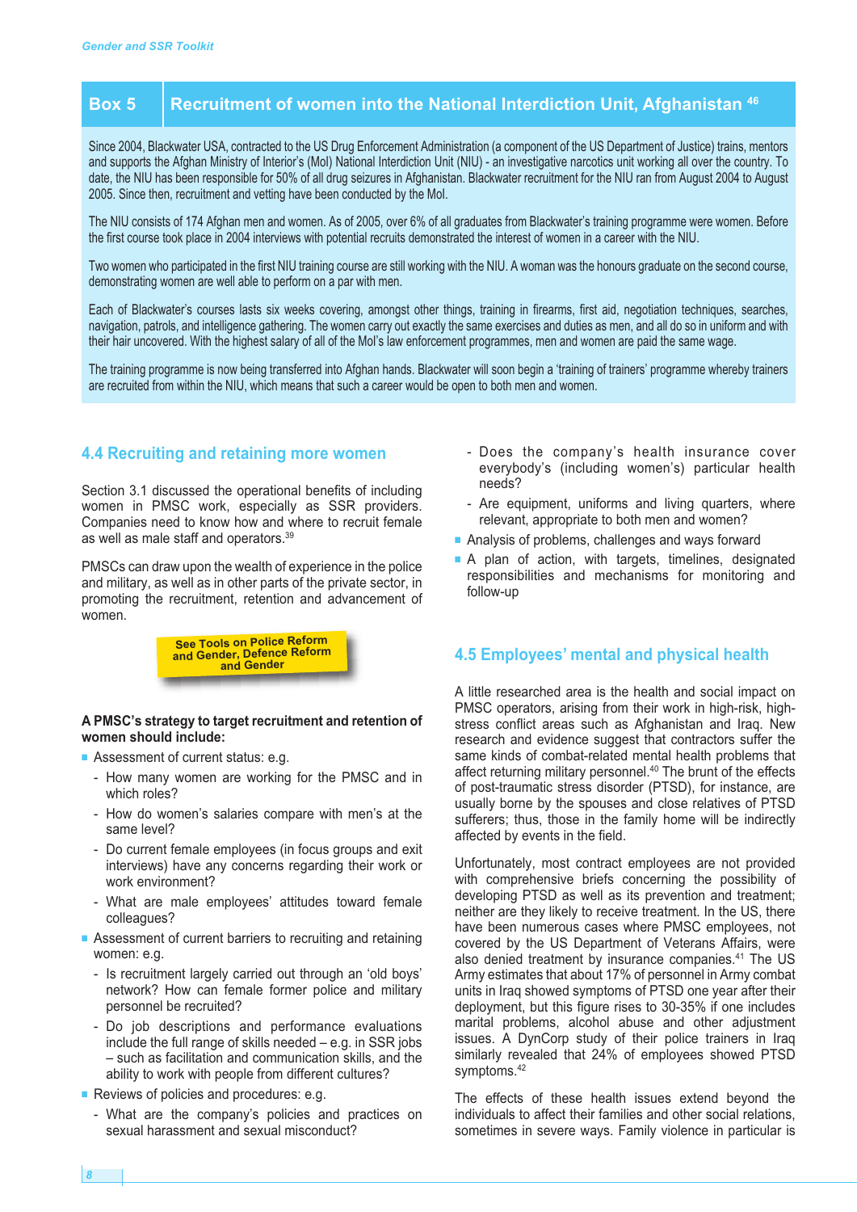## Box 5 Recruitment of women into the National Interdiction Unit, Afghanistan [46]

Since 2004, Blackwater USA, contracted to the US Drug Enforcement Administration (a component of the US Department of Justice) trains, mentors and supports the Afghan Ministry of Interior's (MoI) National Interdiction Unit (NIU) - an investigative narcotics unit working all over the country. To date, the NIU has been responsible for 50% of all drug seizures in Afghanistan. Blackwater recruitment for the NIU ran from August 2004 to August 2005. Since then, recruitment and vetting have been conducted by the MoI.

The NIU consists of 174 Afghan men and women. As of 2005, over 6% of all graduates from Blackwater's training programme were women. Before the first course took place in 2004 interviews with potential recruits demonstrated the interest of women in a career with the NIU.

Two women who participated in the first NIU training course are still working with the NIU. A woman was the honours graduate on the second course, demonstrating women are well able to perform on a par with men.

Each of Blackwater's courses lasts six weeks covering, amongst other things, training in firearms, first aid, negotiation techniques, searches, navigation, patrols, and intelligence gathering. The women carry out exactly the same exercises and duties as men, and all do so in uniform and with their hair uncovered. With the highest salary of all of the MoI's law enforcement programmes, men and women are paid the same wage.

The training programme is now being transferred into Afghan hands. Blackwater will soon begin a 'training of trainers' programme whereby trainers are recruited from within the NIU, which means that such a career would be open to both men and women.

### 4.4 Recruiting and retaining more women

Section 3.1 discussed the operational benefits of including women in PMSC work, especially as SSR providers. Companies need to know how and where to recruit female as well as male staff and operators.[39]

PMSCs can draw upon the wealth of experience in the police and military, as well as in other parts of the private sector, in promoting the recruitment, retention and advancement of women.

See Tools on Police Reform and Gender, Defence Reform and Gender

**A PMSC's strategy to target recruitment and retention of women should include:**

- Assessment of current status: e.g.
  - How many women are working for the PMSC and in which roles?
  - How do women's salaries compare with men's at the same level?
  - Do current female employees (in focus groups and exit interviews) have any concerns regarding their work or work environment?
  - What are male employees' attitudes toward female colleagues?
- Assessment of current barriers to recruiting and retaining women: e.g.
  - Is recruitment largely carried out through an 'old boys' network? How can female former police and military personnel be recruited?
  - Do job descriptions and performance evaluations include the full range of skills needed – e.g. in SSR jobs – such as facilitation and communication skills, and the ability to work with people from different cultures?
- Reviews of policies and procedures: e.g.
  - What are the company's policies and practices on sexual harassment and sexual misconduct?
  - Does the company's health insurance cover everybody's (including women's) particular health needs?
  - Are equipment, uniforms and living quarters, where relevant, appropriate to both men and women?
- Analysis of problems, challenges and ways forward
- A plan of action, with targets, timelines, designated responsibilities and mechanisms for monitoring and follow-up

### 4.5 Employees' mental and physical health

A little researched area is the health and social impact on PMSC operators, arising from their work in high-risk, high-stress conflict areas such as Afghanistan and Iraq. New research and evidence suggest that contractors suffer the same kinds of combat-related mental health problems that affect returning military personnel.[40] The brunt of the effects of post-traumatic stress disorder (PTSD), for instance, are usually borne by the spouses and close relatives of PTSD sufferers; thus, the family home will be indirectly affected by events in the field.

Unfortunately, most contract employees are not provided with comprehensive briefs concerning the possibility of developing PTSD as well as its prevention and treatment; neither are they likely to receive treatment. In the US, there have been numerous cases where PMSC employees, not covered by the US Department of Veterans Affairs, were also denied treatment by insurance companies.[41] The US Army estimates that about 17% of personnel in Army combat units in Iraq showed symptoms of PTSD one year after their deployment, but this figure rises to 30-35% if one includes marital problems, alcohol abuse and other adjustment issues. A DynCorp study of their police trainers in Iraq similarly revealed that 24% of employees showed PTSD symptoms.[42]

The effects of these health issues extend beyond the individuals to affect their families and other social relations, sometimes in severe ways. Family violence in particular is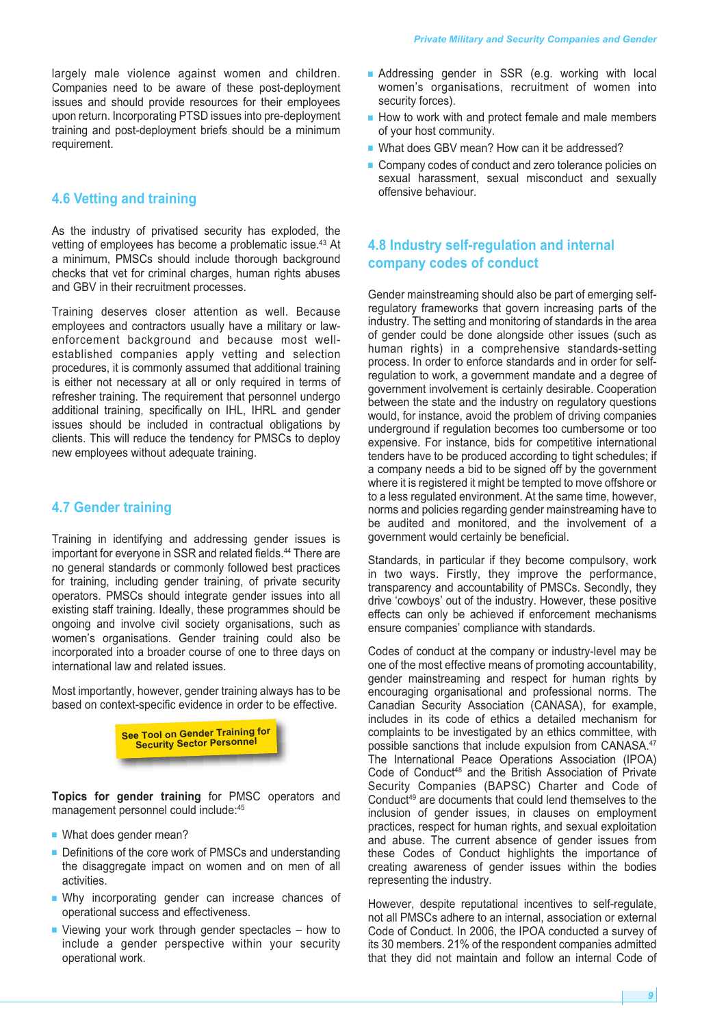largely male violence against women and children. Companies need to be aware of these post-deployment issues and should provide resources for their employees upon return. Incorporating PTSD issues into pre-deployment training and post-deployment briefs should be a minimum requirement.

## 4.6 Vetting and training

As the industry of privatised security has exploded, the vetting of employees has become a problematic issue.[43] At a minimum, PMSCs should include thorough background checks that vet for criminal charges, human rights abuses and GBV in their recruitment processes.

Training deserves closer attention as well. Because employees and contractors usually have a military or law-enforcement background and because most well-established companies apply vetting and selection procedures, it is commonly assumed that additional training is either not necessary at all or only required in terms of refresher training. The requirement that personnel undergo additional training, specifically on IHL, IHRL and gender issues should be included in contractual obligations by clients. This will reduce the tendency for PMSCs to deploy new employees without adequate training.

## 4.7 Gender training

Training in identifying and addressing gender issues is important for everyone in SSR and related fields.[44] There are no general standards or commonly followed best practices for training, including gender training, of private security operators. PMSCs should integrate gender issues into all existing staff training. Ideally, these programmes should be ongoing and involve civil society organisations, such as women's organisations. Gender training could also be incorporated into a broader course of one to three days on international law and related issues.

Most importantly, however, gender training always has to be based on context-specific evidence in order to be effective.

**See Tool on Gender Training for Security Sector Personnel**

**Topics for gender training** for PMSC operators and management personnel could include:[45]

- What does gender mean?
- Definitions of the core work of PMSCs and understanding the disaggregate impact on women and on men of all activities.
- Why incorporating gender can increase chances of operational success and effectiveness.
- Viewing your work through gender spectacles – how to include a gender perspective within your security operational work.
- Addressing gender in SSR (e.g. working with local women's organisations, recruitment of women into security forces).
- How to work with and protect female and male members of your host community.
- What does GBV mean? How can it be addressed?
- Company codes of conduct and zero tolerance policies on sexual harassment, sexual misconduct and sexually offensive behaviour.

## 4.8 Industry self-regulation and internal company codes of conduct

Gender mainstreaming should also be part of emerging self-regulatory frameworks that govern increasing parts of the industry. The setting and monitoring of standards in the area of gender could be done alongside other issues (such as human rights) in a comprehensive standards-setting process. In order to enforce standards and in order for self-regulation to work, a government mandate and a degree of government involvement is certainly desirable. Cooperation between the state and the industry on regulatory questions would, for instance, avoid the problem of driving companies underground if regulation becomes too cumbersome or too expensive. For instance, bids for competitive international tenders have to be produced according to tight schedules; if a company needs a bid to be signed off by the government where it is registered it might be tempted to move offshore or to a less regulated environment. At the same time, however, norms and policies regarding gender mainstreaming have to be audited and monitored, and the involvement of a government would certainly be beneficial.

Standards, in particular if they become compulsory, work in two ways. Firstly, they improve the performance, transparency and accountability of PMSCs. Secondly, they drive 'cowboys' out of the industry. However, these positive effects can only be achieved if enforcement mechanisms ensure companies' compliance with standards.

Codes of conduct at the company or industry-level may be one of the most effective means of promoting accountability, gender mainstreaming and respect for human rights by encouraging organisational and professional norms. The Canadian Security Association (CANASA), for example, includes in its code of ethics a detailed mechanism for complaints to be investigated by an ethics committee, with possible sanctions that include expulsion from CANASA.[47] The International Peace Operations Association (IPOA) Code of Conduct[48] and the British Association of Private Security Companies (BAPSC) Charter and Code of Conduct[49] are documents that could lend themselves to the inclusion of gender issues, in clauses on employment practices, respect for human rights, and sexual exploitation and abuse. The current absence of gender issues from these Codes of Conduct highlights the importance of creating awareness of gender issues within the bodies representing the industry.

However, despite reputational incentives to self-regulate, not all PMSCs adhere to an internal, association or external Code of Conduct. In 2006, the IPOA conducted a survey of its 30 members. 21% of the respondent companies admitted that they did not maintain and follow an internal Code of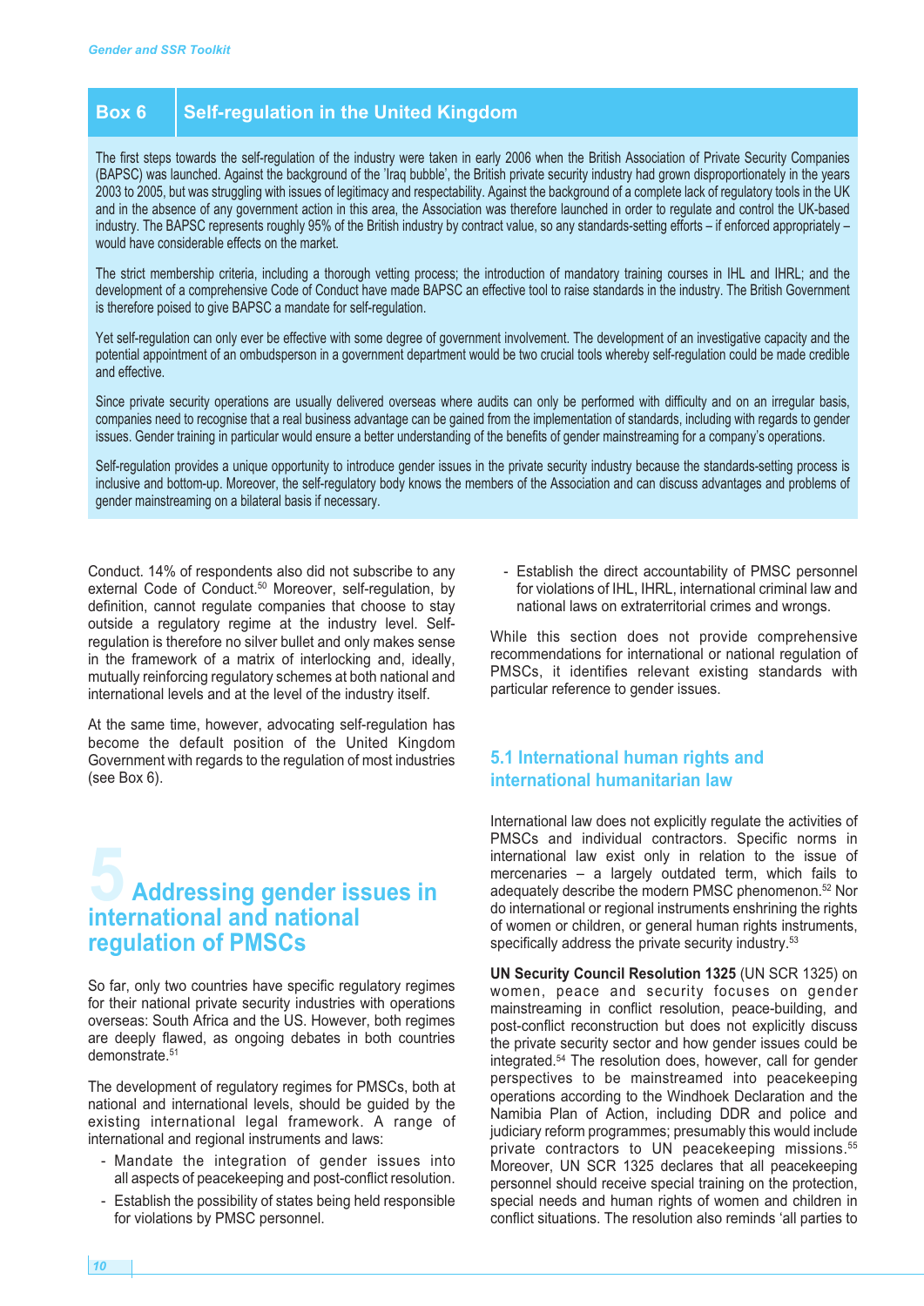## Box 6 Self-regulation in the United Kingdom

The first steps towards the self-regulation of the industry were taken in early 2006 when the British Association of Private Security Companies (BAPSC) was launched. Against the background of the 'Iraq bubble', the British private security industry had grown disproportionately in the years 2003 to 2005, but was struggling with issues of legitimacy and respectability. Against the background of a complete lack of regulatory tools in the UK and in the absence of any government action in this area, the Association was therefore launched in order to regulate and control the UK-based industry. The BAPSC represents roughly 95% of the British industry by contract value, so any standards-setting efforts – if enforced appropriately – would have considerable effects on the market.

The strict membership criteria, including a thorough vetting process; the introduction of mandatory training courses in IHL and IHRL; and the development of a comprehensive Code of Conduct have made BAPSC an effective tool to raise standards in the industry. The British Government is therefore poised to give BAPSC a mandate for self-regulation.

Yet self-regulation can only ever be effective with some degree of government involvement. The development of an investigative capacity and the potential appointment of an ombudsperson in a government department would be two crucial tools whereby self-regulation could be made credible and effective.

Since private security operations are usually delivered overseas where audits can only be performed with difficulty and on an irregular basis, companies need to recognise that a real business advantage can be gained from the implementation of standards, including with regards to gender issues. Gender training in particular would ensure a better understanding of the benefits of gender mainstreaming for a company's operations.

Self-regulation provides a unique opportunity to introduce gender issues in the private security industry because the standards-setting process is inclusive and bottom-up. Moreover, the self-regulatory body knows the members of the Association and can discuss advantages and problems of gender mainstreaming on a bilateral basis if necessary.

Conduct. 14% of respondents also did not subscribe to any external Code of Conduct.[50] Moreover, self-regulation, by definition, cannot regulate companies that choose to stay outside a regulatory regime at the industry level. Self-regulation is therefore no silver bullet and only makes sense in the framework of a matrix of interlocking and, ideally, mutually reinforcing regulatory schemes at both national and international levels and at the level of the industry itself.

At the same time, however, advocating self-regulation has become the default position of the United Kingdom Government with regards to the regulation of most industries (see Box 6).

# 5 Addressing gender issues in international and national regulation of PMSCs

So far, only two countries have specific regulatory regimes for their national private security industries with operations overseas: South Africa and the US. However, both regimes are deeply flawed, as ongoing debates in both countries demonstrate.[51]

The development of regulatory regimes for PMSCs, both at national and international levels, should be guided by the existing international legal framework. A range of international and regional instruments and laws:

- Mandate the integration of gender issues into all aspects of peacekeeping and post-conflict resolution.
- Establish the possibility of states being held responsible for violations by PMSC personnel.
- Establish the direct accountability of PMSC personnel for violations of IHL, IHRL, international criminal law and national laws on extraterritorial crimes and wrongs.

While this section does not provide comprehensive recommendations for international or national regulation of PMSCs, it identifies relevant existing standards with particular reference to gender issues.

## 5.1 International human rights and international humanitarian law

International law does not explicitly regulate the activities of PMSCs and individual contractors. Specific norms in international law exist only in relation to the issue of mercenaries – a largely outdated term, which fails to adequately describe the modern PMSC phenomenon.[52] Nor do international or regional instruments enshrining the rights of women or children, or general human rights instruments, specifically address the private security industry.[53]

**UN Security Council Resolution 1325** (UN SCR 1325) on women, peace and security focuses on gender mainstreaming in conflict resolution, peace-building, and post-conflict reconstruction but does not explicitly discuss the private security sector and how gender issues could be integrated.[54] The resolution does, however, call for gender perspectives to be mainstreamed into peacekeeping operations according to the Windhoek Declaration and the Namibia Plan of Action, including DDR and police and judiciary reform programmes; presumably this would include private contractors to UN peacekeeping missions.[55] Moreover, UN SCR 1325 declares that all peacekeeping personnel should receive special training on the protection, special needs and human rights of women and children in conflict situations. The resolution also reminds 'all parties to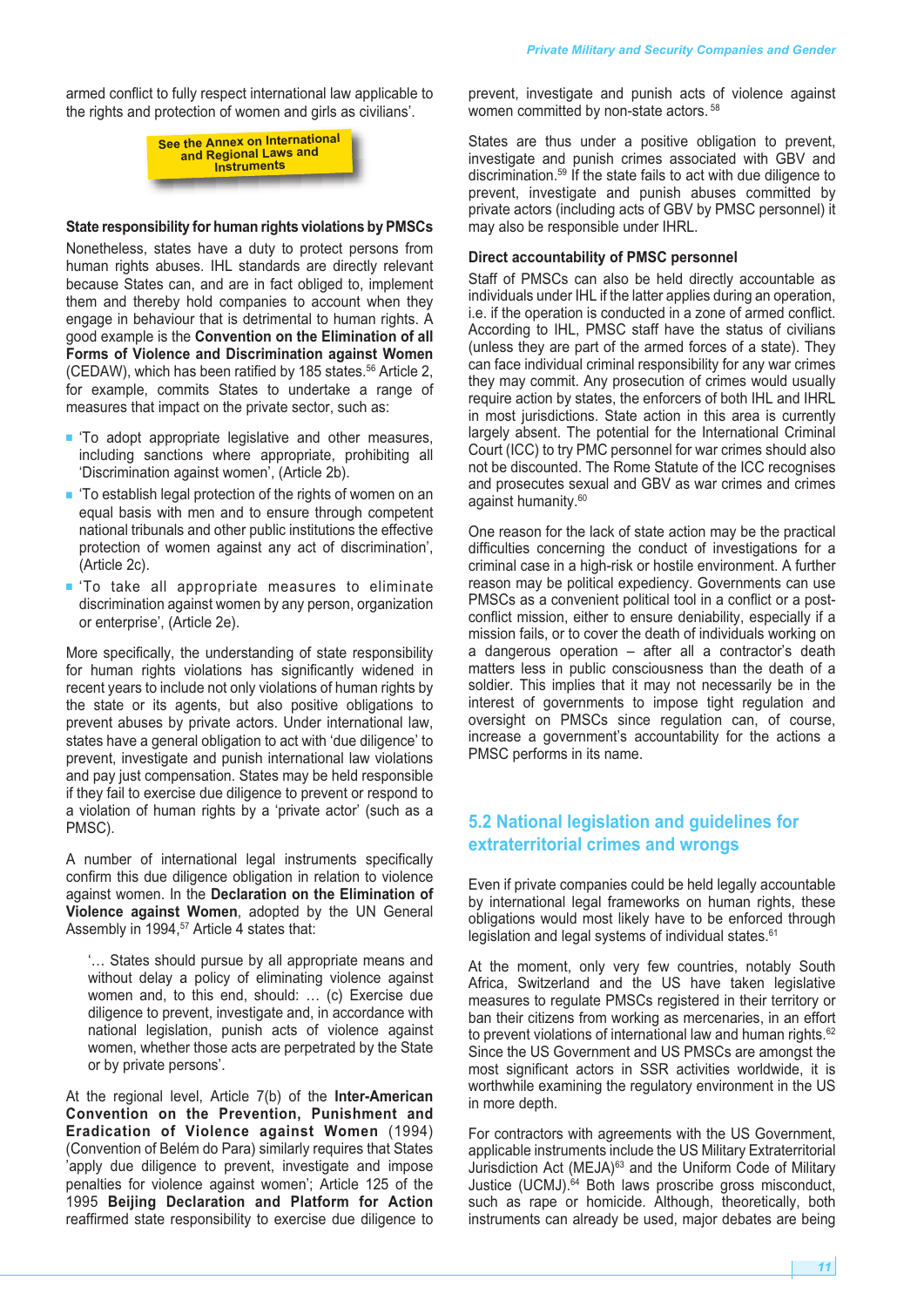armed conflict to fully respect international law applicable to the rights and protection of women and girls as civilians'.

See the Annex on International and Regional Laws and Instruments

### State responsibility for human rights violations by PMSCs

Nonetheless, states have a duty to protect persons from human rights abuses. IHL standards are directly relevant because States can, and are in fact obliged to, implement them and thereby hold companies to account when they engage in behaviour that is detrimental to human rights. A good example is the **Convention on the Elimination of all Forms of Violence and Discrimination against Women** (CEDAW), which has been ratified by 185 states.[56] Article 2, for example, commits States to undertake a range of measures that impact on the private sector, such as:

- 'To adopt appropriate legislative and other measures, including sanctions where appropriate, prohibiting all 'Discrimination against women', (Article 2b).
- 'To establish legal protection of the rights of women on an equal basis with men and to ensure through competent national tribunals and other public institutions the effective protection of women against any act of discrimination', (Article 2c).
- 'To take all appropriate measures to eliminate discrimination against women by any person, organization or enterprise', (Article 2e).

More specifically, the understanding of state responsibility for human rights violations has significantly widened in recent years to include not only violations of human rights by the state or its agents, but also positive obligations to prevent abuses by private actors. Under international law, states have a general obligation to act with 'due diligence' to prevent, investigate and punish international law violations and pay just compensation. States may be held responsible if they fail to exercise due diligence to prevent or respond to a violation of human rights by a 'private actor' (such as a PMSC).

A number of international legal instruments specifically confirm this due diligence obligation in relation to violence against women. In the **Declaration on the Elimination of Violence against Women**, adopted by the UN General Assembly in 1994,[57] Article 4 states that:

> '… States should pursue by all appropriate means and without delay a policy of eliminating violence against women and, to this end, should: … (c) Exercise due diligence to prevent, investigate and, in accordance with national legislation, punish acts of violence against women, whether those acts are perpetrated by the State or by private persons'.

At the regional level, Article 7(b) of the **Inter-American Convention on the Prevention, Punishment and Eradication of Violence against Women** (1994) (Convention of Belém do Para) similarly requires that States 'apply due diligence to prevent, investigate and impose penalties for violence against women'; Article 125 of the 1995 **Beijing Declaration and Platform for Action** reaffirmed state responsibility to exercise due diligence to prevent, investigate and punish acts of violence against women committed by non-state actors.[58]

States are thus under a positive obligation to prevent, investigate and punish crimes associated with GBV and discrimination.[59] If the state fails to act with due diligence to prevent, investigate and punish abuses committed by private actors (including acts of GBV by PMSC personnel) it may also be responsible under IHRL.

### Direct accountability of PMSC personnel

Staff of PMSCs can also be held directly accountable as individuals under IHL if the latter applies during an operation, i.e. if the operation is conducted in a zone of armed conflict. According to IHL, PMSC staff have the status of civilians (unless they are part of the armed forces of a state). They can face individual criminal responsibility for any war crimes they may commit. Any prosecution of crimes would usually require action by states, the enforcers of both IHL and IHRL in most jurisdictions. State action in this area is currently largely absent. The potential for the International Criminal Court (ICC) to try PMC personnel for war crimes should also not be discounted. The Rome Statute of the ICC recognises and prosecutes sexual and GBV as war crimes and crimes against humanity.[60]

One reason for the lack of state action may be the practical difficulties concerning the conduct of investigations for a criminal case in a high-risk or hostile environment. A further reason may be political expediency. Governments can use PMSCs as a convenient political tool in a conflict or a post-conflict mission, either to ensure deniability, especially if a mission fails, or to cover the death of individuals working on a dangerous operation – after all a contractor's death matters less in public consciousness than the death of a soldier. This implies that it may not necessarily be in the interest of governments to impose tight regulation and oversight on PMSCs since regulation can, of course, increase a government's accountability for the actions a PMSC performs in its name.

## 5.2 National legislation and guidelines for extraterritorial crimes and wrongs

Even if private companies could be held legally accountable by international legal frameworks on human rights, these obligations would most likely have to be enforced through legislation and legal systems of individual states.[61]

At the moment, only very few countries, notably South Africa, Switzerland and the US have taken legislative measures to regulate PMSCs registered in their territory or ban their citizens from working as mercenaries, in an effort to prevent violations of international law and human rights.[62] Since the US Government and US PMSCs are amongst the most significant actors in SSR activities worldwide, it is worthwhile examining the regulatory environment in the US in more depth.

For contractors with agreements with the US Government, applicable instruments include the US Military Extraterritorial Jurisdiction Act (MEJA)[63] and the Uniform Code of Military Justice (UCMJ).[64] Both laws proscribe gross misconduct, such as rape or homicide. Although, theoretically, both instruments can already be used, major debates are being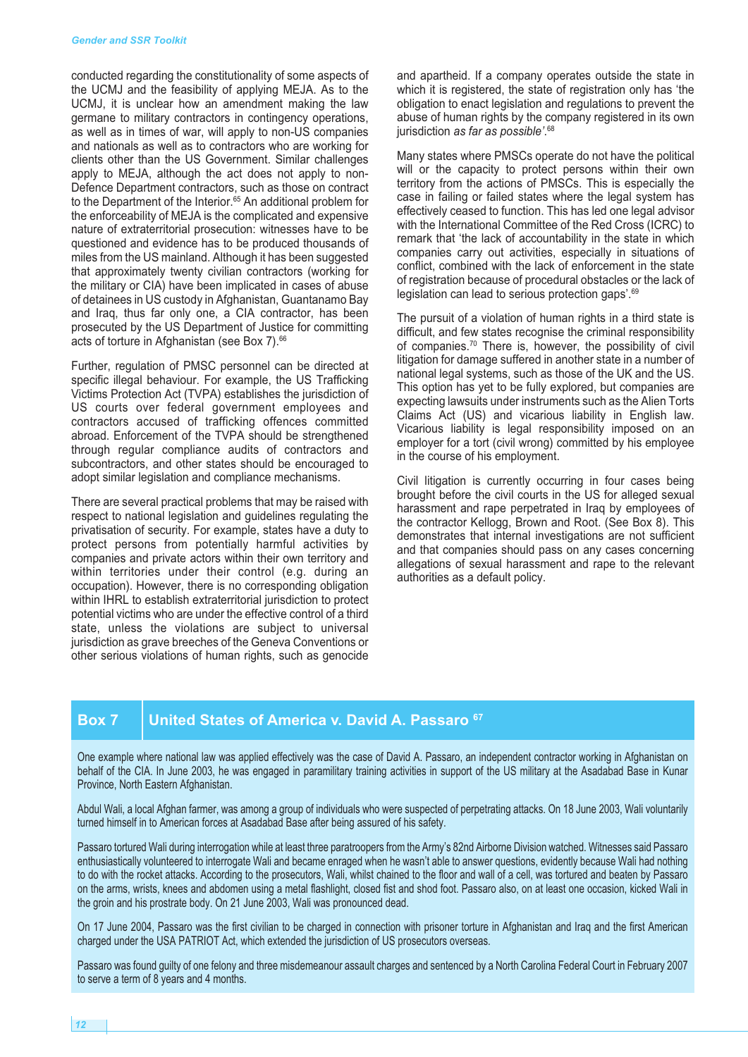conducted regarding the constitutionality of some aspects of the UCMJ and the feasibility of applying MEJA. As to the UCMJ, it is unclear how an amendment making the law germane to military contractors in contingency operations, as well as in times of war, will apply to non-US companies and nationals as well as to contractors who are working for clients other than the US Government. Similar challenges apply to MEJA, although the act does not apply to non-Defence Department contractors, such as those on contract to the Department of the Interior.[65] An additional problem for the enforceability of MEJA is the complicated and expensive nature of extraterritorial prosecution: witnesses have to be questioned and evidence has to be produced thousands of miles from the US mainland. Although it has been suggested that approximately twenty civilian contractors (working for the military or CIA) have been implicated in cases of abuse of detainees in US custody in Afghanistan, Guantanamo Bay and Iraq, thus far only one, a CIA contractor, has been prosecuted by the US Department of Justice for committing acts of torture in Afghanistan (see Box 7).[66]

Further, regulation of PMSC personnel can be directed at specific illegal behaviour. For example, the US Trafficking Victims Protection Act (TVPA) establishes the jurisdiction of US courts over federal government employees and contractors accused of trafficking offences committed abroad. Enforcement of the TVPA should be strengthened through regular compliance audits of contractors and subcontractors, and other states should be encouraged to adopt similar legislation and compliance mechanisms.

There are several practical problems that may be raised with respect to national legislation and guidelines regulating the privatisation of security. For example, states have a duty to protect persons from potentially harmful activities by companies and private actors within their own territory and within territories under their control (e.g. during an occupation). However, there is no corresponding obligation within IHRL to establish extraterritorial jurisdiction to protect potential victims who are under the effective control of a third state, unless the violations are subject to universal jurisdiction as grave breeches of the Geneva Conventions or other serious violations of human rights, such as genocide and apartheid. If a company operates outside the state in which it is registered, the state of registration only has 'the obligation to enact legislation and regulations to prevent the abuse of human rights by the company registered in its own jurisdiction *as far as possible*'.[68]

Many states where PMSCs operate do not have the political will or the capacity to protect persons within their own territory from the actions of PMSCs. This is especially the case in failing or failed states where the legal system has effectively ceased to function. This has led one legal advisor with the International Committee of the Red Cross (ICRC) to remark that 'the lack of accountability in the state in which companies carry out activities, especially in situations of conflict, combined with the lack of enforcement in the state of registration because of procedural obstacles or the lack of legislation can lead to serious protection gaps'.[69]

The pursuit of a violation of human rights in a third state is difficult, and few states recognise the criminal responsibility of companies.[70] There is, however, the possibility of civil litigation for damage suffered in another state in a number of national legal systems, such as those of the UK and the US. This option has yet to be fully explored, but companies are expecting lawsuits under instruments such as the Alien Torts Claims Act (US) and vicarious liability in English law. Vicarious liability is legal responsibility imposed on an employer for a tort (civil wrong) committed by his employee in the course of his employment.

Civil litigation is currently occurring in four cases being brought before the civil courts in the US for alleged sexual harassment and rape perpetrated in Iraq by employees of the contractor Kellogg, Brown and Root. (See Box 8). This demonstrates that internal investigations are not sufficient and that companies should pass on any cases concerning allegations of sexual harassment and rape to the relevant authorities as a default policy.

## Box 7 United States of America v. David A. Passaro [67]

One example where national law was applied effectively was the case of David A. Passaro, an independent contractor working in Afghanistan on behalf of the CIA. In June 2003, he was engaged in paramilitary training activities in support of the US military at the Asadabad Base in Kunar Province, North Eastern Afghanistan.

Abdul Wali, a local Afghan farmer, was among a group of individuals who were suspected of perpetrating attacks. On 18 June 2003, Wali voluntarily turned himself in to American forces at Asadabad Base after being assured of his safety.

Passaro tortured Wali during interrogation while at least three paratroopers from the Army's 82nd Airborne Division watched. Witnesses said Passaro enthusiastically volunteered to interrogate Wali and became enraged when he wasn't able to answer questions, evidently because Wali had nothing to do with the rocket attacks. According to the prosecutors, Wali, whilst chained to the floor and wall of a cell, was tortured and beaten by Passaro on the arms, wrists, knees and abdomen using a metal flashlight, closed fist and shod foot. Passaro also, on at least one occasion, kicked Wali in the groin and his prostrate body. On 21 June 2003, Wali was pronounced dead.

On 17 June 2004, Passaro was the first civilian to be charged in connection with prisoner torture in Afghanistan and Iraq and the first American charged under the USA PATRIOT Act, which extended the jurisdiction of US prosecutors overseas.

Passaro was found guilty of one felony and three misdemeanour assault charges and sentenced by a North Carolina Federal Court in February 2007 to serve a term of 8 years and 4 months.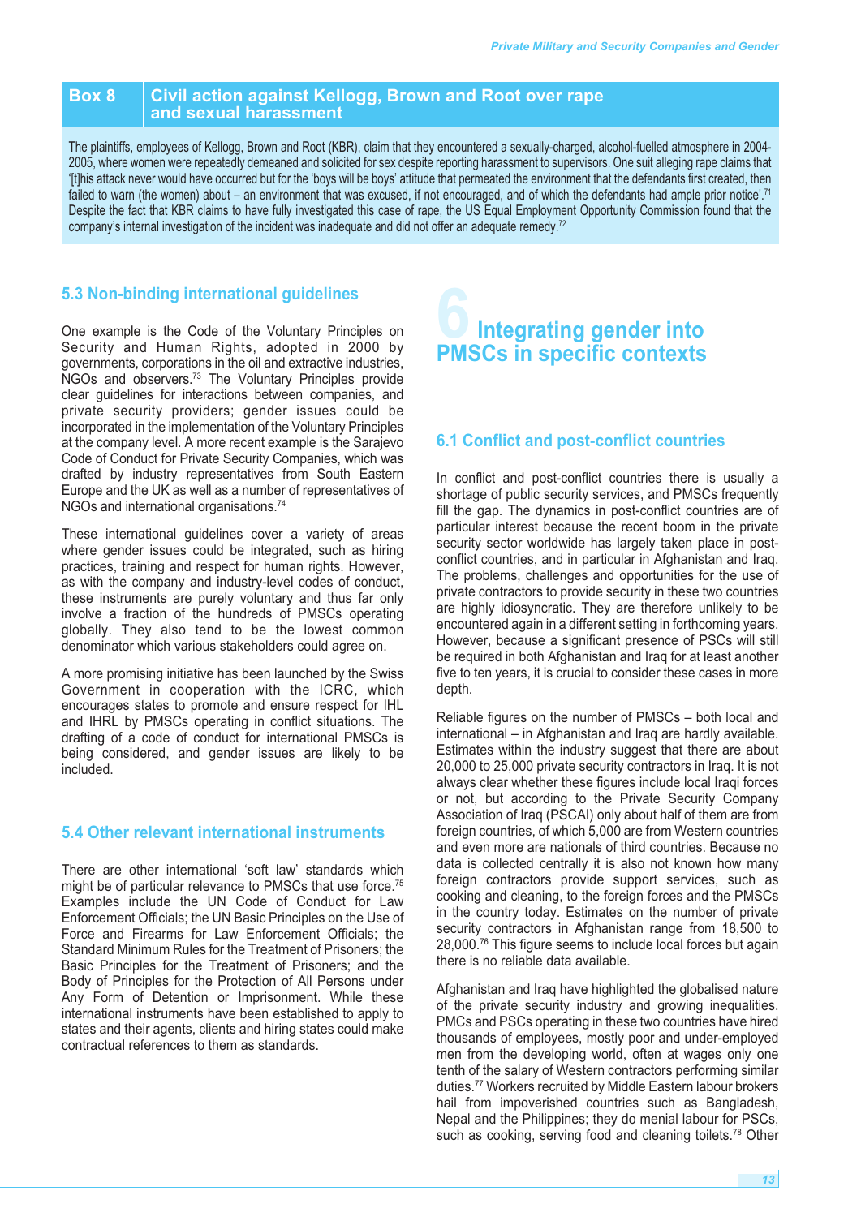**Box 8 — Civil action against Kellogg, Brown and Root over rape and sexual harassment**

The plaintiffs, employees of Kellogg, Brown and Root (KBR), claim that they encountered a sexually-charged, alcohol-fuelled atmosphere in 2004-2005, where women were repeatedly demeaned and solicited for sex despite reporting harassment to supervisors. One suit alleging rape claims that '[t]his attack never would have occurred but for the 'boys will be boys' attitude that permeated the environment that the defendants first created, then failed to warn (the women) about – an environment that was excused, if not encouraged, and of which the defendants had ample prior notice'.[71] Despite the fact that KBR claims to have fully investigated this case of rape, the US Equal Employment Opportunity Commission found that the company's internal investigation of the incident was inadequate and did not offer an adequate remedy.[72]

### 5.3 Non-binding international guidelines

One example is the Code of the Voluntary Principles on Security and Human Rights, adopted in 2000 by governments, corporations in the oil and extractive industries, NGOs and observers.[73] The Voluntary Principles provide clear guidelines for interactions between companies, and private security providers; gender issues could be incorporated in the implementation of the Voluntary Principles at the company level. A more recent example is the Sarajevo Code of Conduct for Private Security Companies, which was drafted by industry representatives from South Eastern Europe and the UK as well as a number of representatives of NGOs and international organisations.[74]

These international guidelines cover a variety of areas where gender issues could be integrated, such as hiring practices, training and respect for human rights. However, as with the company and industry-level codes of conduct, these instruments are purely voluntary and thus far only involve a fraction of the hundreds of PMSCs operating globally. They also tend to be the lowest common denominator which various stakeholders could agree on.

A more promising initiative has been launched by the Swiss Government in cooperation with the ICRC, which encourages states to promote and ensure respect for IHL and IHRL by PMSCs operating in conflict situations. The drafting of a code of conduct for international PMSCs is being considered, and gender issues are likely to be included.

### 5.4 Other relevant international instruments

There are other international 'soft law' standards which might be of particular relevance to PMSCs that use force.[75] Examples include the UN Code of Conduct for Law Enforcement Officials; the UN Basic Principles on the Use of Force and Firearms for Law Enforcement Officials; the Standard Minimum Rules for the Treatment of Prisoners; the Basic Principles for the Treatment of Prisoners; and the Body of Principles for the Protection of All Persons under Any Form of Detention or Imprisonment. While these international instruments have been established to apply to states and their agents, clients and hiring states could make contractual references to them as standards.

## 6 Integrating gender into PMSCs in specific contexts

### 6.1 Conflict and post-conflict countries

In conflict and post-conflict countries there is usually a shortage of public security services, and PMSCs frequently fill the gap. The dynamics in post-conflict countries are of particular interest because the recent boom in the private security sector worldwide has largely taken place in post-conflict countries, and in particular in Afghanistan and Iraq. The problems, challenges and opportunities for the use of private contractors to provide security in these two countries are highly idiosyncratic. They are therefore unlikely to be encountered again in a different setting in forthcoming years. However, because a significant presence of PSCs will still be required in both Afghanistan and Iraq for at least another five to ten years, it is crucial to consider these cases in more depth.

Reliable figures on the number of PMSCs – both local and international – in Afghanistan and Iraq are hardly available. Estimates within the industry suggest that there are about 20,000 to 25,000 private security contractors in Iraq. It is not always clear whether these figures include local Iraqi forces or not, but according to the Private Security Company Association of Iraq (PSCAI) only about half of them are from foreign countries, of which 5,000 are from Western countries and even more are nationals of third countries. Because no data is collected centrally it is also not known how many foreign contractors provide support services, such as cooking and cleaning, to the foreign forces and the PMSCs in the country today. Estimates on the number of private security contractors in Afghanistan range from 18,500 to 28,000.[76] This figure seems to include local forces but again there is no reliable data available.

Afghanistan and Iraq have highlighted the globalised nature of the private security industry and growing inequalities. PMCs and PSCs operating in these two countries have hired thousands of employees, mostly poor and under-employed men from the developing world, often at wages only one tenth of the salary of Western contractors performing similar duties.[77] Workers recruited by Middle Eastern labour brokers hail from impoverished countries such as Bangladesh, Nepal and the Philippines; they do menial labour for PSCs, such as cooking, serving food and cleaning toilets.[78] Other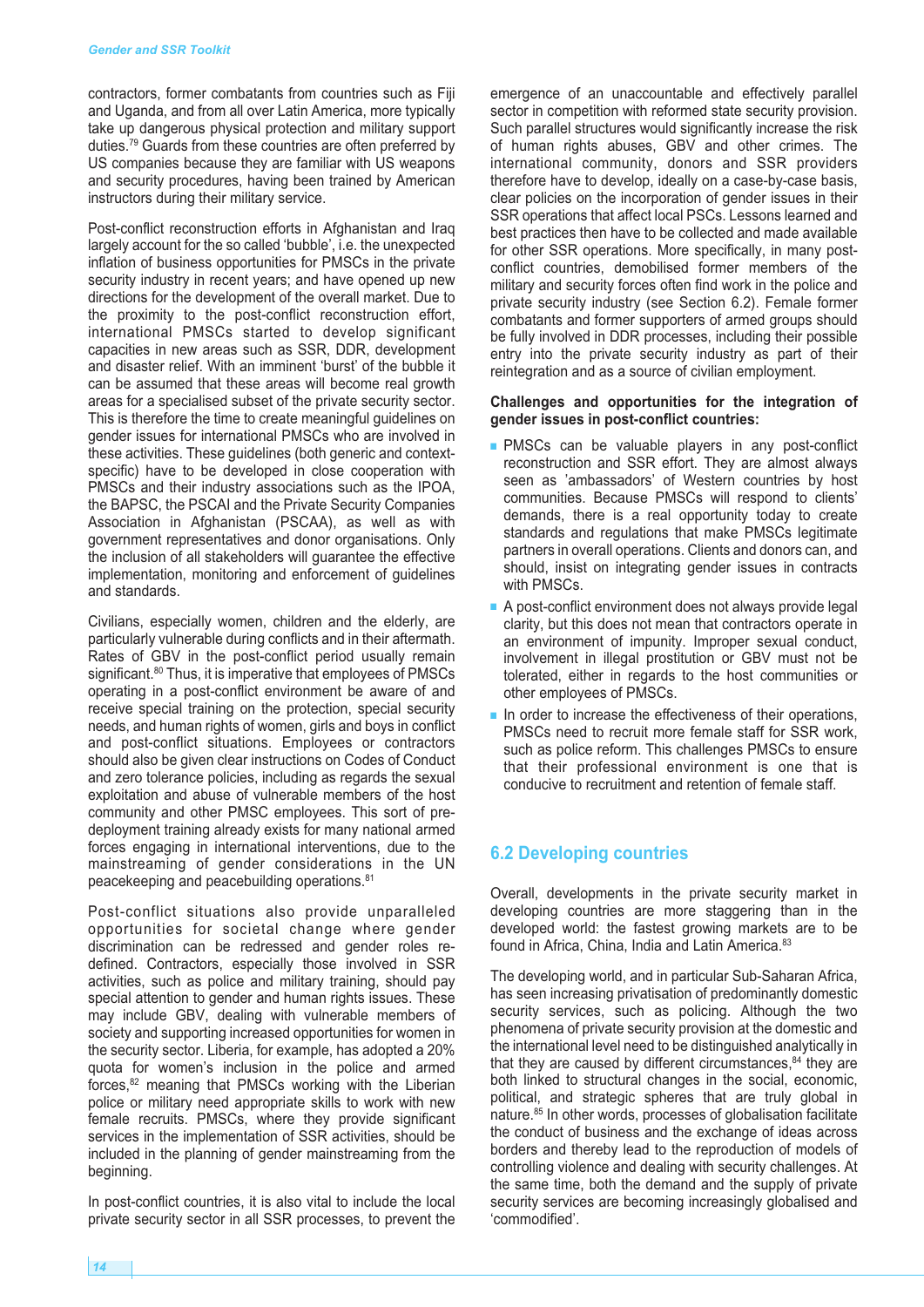contractors, former combatants from countries such as Fiji and Uganda, and from all over Latin America, more typically take up dangerous physical protection and military support duties.[79] Guards from these countries are often preferred by US companies because they are familiar with US weapons and security procedures, having been trained by American instructors during their military service.

Post-conflict reconstruction efforts in Afghanistan and Iraq largely account for the so called 'bubble', i.e. the unexpected inflation of business opportunities for PMSCs in the private security industry in recent years; and have opened up new directions for the development of the overall market. Due to the proximity to the post-conflict reconstruction effort, international PMSCs started to develop significant capacities in new areas such as SSR, DDR, development and disaster relief. With an imminent 'burst' of the bubble it can be assumed that these areas will become real growth areas for a specialised subset of the private security sector. This is therefore the time to create meaningful guidelines on gender issues for international PMSCs who are involved in these activities. These guidelines (both generic and context-specific) have to be developed in close cooperation with PMSCs and their industry associations such as the IPOA, the BAPSC, the PSCAI and the Private Security Companies Association in Afghanistan (PSCAA), as well as with government representatives and donor organisations. Only the inclusion of all stakeholders will guarantee the effective implementation, monitoring and enforcement of guidelines and standards.

Civilians, especially women, children and the elderly, are particularly vulnerable during conflicts and in their aftermath. Rates of GBV in the post-conflict period usually remain significant.[80] Thus, it is imperative that employees of PMSCs operating in a post-conflict environment be aware of and receive special training on the protection, special security needs, and human rights of women, girls and boys in conflict and post-conflict situations. Employees or contractors should also be given clear instructions on Codes of Conduct and zero tolerance policies, including as regards the sexual exploitation and abuse of vulnerable members of the host community and other PMSC employees. This sort of pre-deployment training already exists for many national armed forces engaging in international interventions, due to the mainstreaming of gender considerations in the UN peacekeeping and peacebuilding operations.[81]

Post-conflict situations also provide unparalleled opportunities for societal change where gender discrimination can be redressed and gender roles re-defined. Contractors, especially those involved in SSR activities, such as police and military training, should pay special attention to gender and human rights issues. These may include GBV, dealing with vulnerable members of society and supporting increased opportunities for women in the security sector. Liberia, for example, has adopted a 20% quota for women's inclusion in the police and armed forces,[82] meaning that PMSCs working with the Liberian police or military need appropriate skills to work with new female recruits. PMSCs, where they provide significant services in the implementation of SSR activities, should be included in the planning of gender mainstreaming from the beginning.

In post-conflict countries, it is also vital to include the local private security sector in all SSR processes, to prevent the emergence of an unaccountable and effectively parallel sector in competition with reformed state security provision. Such parallel structures would significantly increase the risk of human rights abuses, GBV and other crimes. The international community, donors and SSR providers therefore have to develop, ideally on a case-by-case basis, clear policies on the incorporation of gender issues in their SSR operations that affect local PSCs. Lessons learned and best practices then have to be collected and made available for other SSR operations. More specifically, in many post-conflict countries, demobilised former members of the military and security forces often find work in the police and private security industry (see Section 6.2). Female former combatants and former supporters of armed groups should be fully involved in DDR processes, including their possible entry into the private security industry as part of their reintegration and as a source of civilian employment.

**Challenges and opportunities for the integration of gender issues in post-conflict countries:**

- PMSCs can be valuable players in any post-conflict reconstruction and SSR effort. They are almost always seen as 'ambassadors' of Western countries by host communities. Because PMSCs will respond to clients' demands, there is a real opportunity today to create standards and regulations that make PMSCs legitimate partners in overall operations. Clients and donors can, and should, insist on integrating gender issues in contracts with PMSCs.
- A post-conflict environment does not always provide legal clarity, but this does not mean that contractors operate in an environment of impunity. Improper sexual conduct, involvement in illegal prostitution or GBV must not be tolerated, either in regards to the host communities or other employees of PMSCs.
- In order to increase the effectiveness of their operations, PMSCs need to recruit more female staff for SSR work, such as police reform. This challenges PMSCs to ensure that their professional environment is one that is conducive to recruitment and retention of female staff.

## 6.2 Developing countries

Overall, developments in the private security market in developing countries are more staggering than in the developed world: the fastest growing markets are to be found in Africa, China, India and Latin America.[83]

The developing world, and in particular Sub-Saharan Africa, has seen increasing privatisation of predominantly domestic security services, such as policing. Although the two phenomena of private security provision at the domestic and the international level need to be distinguished analytically in that they are caused by different circumstances,[84] they are both linked to structural changes in the social, economic, political, and strategic spheres that are truly global in nature.[85] In other words, processes of globalisation facilitate the conduct of business and the exchange of ideas across borders and thereby lead to the reproduction of models of controlling violence and dealing with security challenges. At the same time, both the demand and the supply of private security services are becoming increasingly globalised and 'commodified'.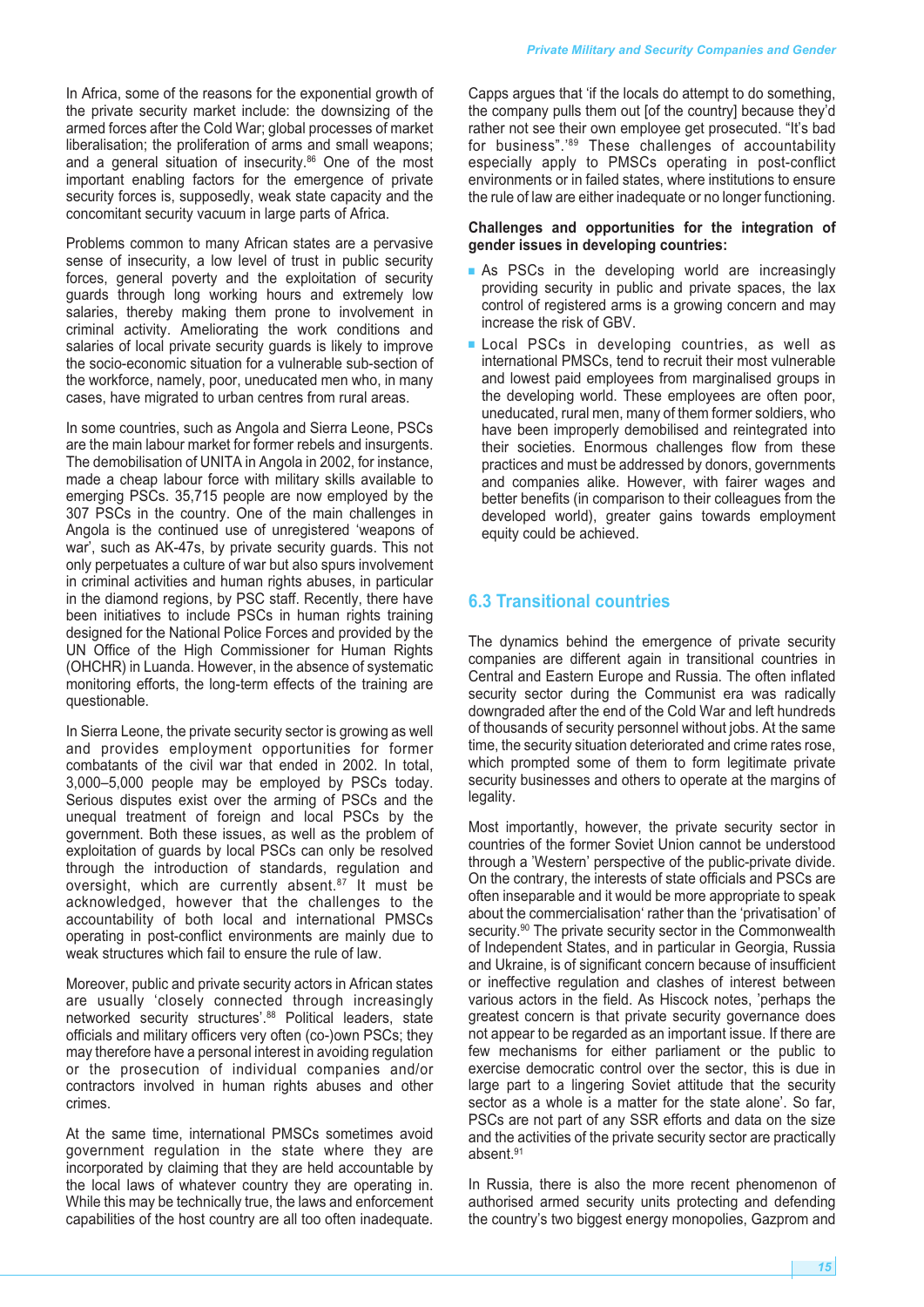In Africa, some of the reasons for the exponential growth of the private security market include: the downsizing of the armed forces after the Cold War; global processes of market liberalisation; the proliferation of arms and small weapons; and a general situation of insecurity.[86] One of the most important enabling factors for the emergence of private security forces is, supposedly, weak state capacity and the concomitant security vacuum in large parts of Africa.

Problems common to many African states are a pervasive sense of insecurity, a low level of trust in public security forces, general poverty and the exploitation of security guards through long working hours and extremely low salaries, thereby making them prone to involvement in criminal activity. Ameliorating the work conditions and salaries of local private security guards is likely to improve the socio-economic situation for a vulnerable sub-section of the workforce, namely, poor, uneducated men who, in many cases, have migrated to urban centres from rural areas.

In some countries, such as Angola and Sierra Leone, PSCs are the main labour market for former rebels and insurgents. The demobilisation of UNITA in Angola in 2002, for instance, made a cheap labour force with military skills available to emerging PSCs. 35,715 people are now employed by the 307 PSCs in the country. One of the main challenges in Angola is the continued use of unregistered 'weapons of war', such as AK-47s, by private security guards. This not only perpetuates a culture of war but also spurs involvement in criminal activities and human rights abuses, in particular in the diamond regions, by PSC staff. Recently, there have been initiatives to include PSCs in human rights training designed for the National Police Forces and provided by the UN Office of the High Commissioner for Human Rights (OHCHR) in Luanda. However, in the absence of systematic monitoring efforts, the long-term effects of the training are questionable.

In Sierra Leone, the private security sector is growing as well and provides employment opportunities for former combatants of the civil war that ended in 2002. In total, 3,000–5,000 people may be employed by PSCs today. Serious disputes exist over the arming of PSCs and the unequal treatment of foreign and local PSCs by the government. Both these issues, as well as the problem of exploitation of guards by local PSCs can only be resolved through the introduction of standards, regulation and oversight, which are currently absent.[87] It must be acknowledged, however that the challenges to the accountability of both local and international PMSCs operating in post-conflict environments are mainly due to weak structures which fail to ensure the rule of law.

Moreover, public and private security actors in African states are usually 'closely connected through increasingly networked security structures'.[88] Political leaders, state officials and military officers very often (co-)own PSCs; they may therefore have a personal interest in avoiding regulation or the prosecution of individual companies and/or contractors involved in human rights abuses and other crimes.

At the same time, international PMSCs sometimes avoid government regulation in the state where they are incorporated by claiming that they are held accountable by the local laws of whatever country they are operating in. While this may be technically true, the laws and enforcement capabilities of the host country are all too often inadequate. Capps argues that 'if the locals do attempt to do something, the company pulls them out [of the country] because they'd rather not see their own employee get prosecuted. "It's bad for business".'[89] These challenges of accountability especially apply to PMSCs operating in post-conflict environments or in failed states, where institutions to ensure the rule of law are either inadequate or no longer functioning.

**Challenges and opportunities for the integration of gender issues in developing countries:**

- As PSCs in the developing world are increasingly providing security in public and private spaces, the lax control of registered arms is a growing concern and may increase the risk of GBV.
- Local PSCs in developing countries, as well as international PMSCs, tend to recruit their most vulnerable and lowest paid employees from marginalised groups in the developing world. These employees are often poor, uneducated, rural men, many of them former soldiers, who have been improperly demobilised and reintegrated into their societies. Enormous challenges flow from these practices and must be addressed by donors, governments and companies alike. However, with fairer wages and better benefits (in comparison to their colleagues from the developed world), greater gains towards employment equity could be achieved.

## 6.3 Transitional countries

The dynamics behind the emergence of private security companies are different again in transitional countries in Central and Eastern Europe and Russia. The often inflated security sector during the Communist era was radically downgraded after the end of the Cold War and left hundreds of thousands of security personnel without jobs. At the same time, the security situation deteriorated and crime rates rose, which prompted some of them to form legitimate private security businesses and others to operate at the margins of legality.

Most importantly, however, the private security sector in countries of the former Soviet Union cannot be understood through a 'Western' perspective of the public-private divide. On the contrary, the interests of state officials and PSCs are often inseparable and it would be more appropriate to speak about the commercialisation' rather than the 'privatisation' of security.[90] The private security sector in the Commonwealth of Independent States, and in particular in Georgia, Russia and Ukraine, is of significant concern because of insufficient or ineffective regulation and clashes of interest between various actors in the field. As Hiscock notes, 'perhaps the greatest concern is that private security governance does not appear to be regarded as an important issue. If there are few mechanisms for either parliament or the public to exercise democratic control over the sector, this is due in large part to a lingering Soviet attitude that the security sector as a whole is a matter for the state alone'. So far, PSCs are not part of any SSR efforts and data on the size and the activities of the private security sector are practically absent.[91]

In Russia, there is also the more recent phenomenon of authorised armed security units protecting and defending the country's two biggest energy monopolies, Gazprom and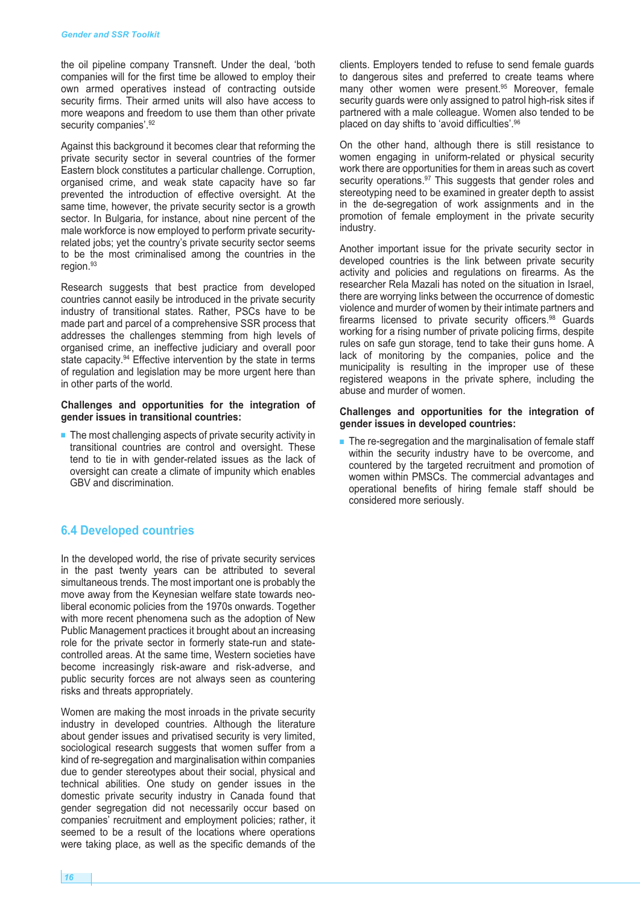the oil pipeline company Transneft. Under the deal, 'both companies will for the first time be allowed to employ their own armed operatives instead of contracting outside security firms. Their armed units will also have access to more weapons and freedom to use them than other private security companies'.[92]

Against this background it becomes clear that reforming the private security sector in several countries of the former Eastern block constitutes a particular challenge. Corruption, organised crime, and weak state capacity have so far prevented the introduction of effective oversight. At the same time, however, the private security sector is a growth sector. In Bulgaria, for instance, about nine percent of the male workforce is now employed to perform private security-related jobs; yet the country's private security sector seems to be the most criminalised among the countries in the region.[93]

Research suggests that best practice from developed countries cannot easily be introduced in the private security industry of transitional states. Rather, PSCs have to be made part and parcel of a comprehensive SSR process that addresses the challenges stemming from high levels of organised crime, an ineffective judiciary and overall poor state capacity.[94] Effective intervention by the state in terms of regulation and legislation may be more urgent here than in other parts of the world.

**Challenges and opportunities for the integration of gender issues in transitional countries:**

- The most challenging aspects of private security activity in transitional countries are control and oversight. These tend to tie in with gender-related issues as the lack of oversight can create a climate of impunity which enables GBV and discrimination.

## 6.4 Developed countries

In the developed world, the rise of private security services in the past twenty years can be attributed to several simultaneous trends. The most important one is probably the move away from the Keynesian welfare state towards neo-liberal economic policies from the 1970s onwards. Together with more recent phenomena such as the adoption of New Public Management practices it brought about an increasing role for the private sector in formerly state-run and state-controlled areas. At the same time, Western societies have become increasingly risk-aware and risk-adverse, and public security forces are not always seen as countering risks and threats appropriately.

Women are making the most inroads in the private security industry in developed countries. Although the literature about gender issues and privatised security is very limited, sociological research suggests that women suffer from a kind of re-segregation and marginalisation within companies due to gender stereotypes about their social, physical and technical abilities. One study on gender issues in the domestic private security industry in Canada found that gender segregation did not necessarily occur based on companies' recruitment and employment policies; rather, it seemed to be a result of the locations where operations were taking place, as well as the specific demands of the clients. Employers tended to refuse to send female guards to dangerous sites and preferred to create teams where many other women were present.[95] Moreover, female security guards were only assigned to patrol high-risk sites if partnered with a male colleague. Women also tended to be placed on day shifts to 'avoid difficulties'.[96]

On the other hand, although there is still resistance to women engaging in uniform-related or physical security work there are opportunities for them in areas such as covert security operations.[97] This suggests that gender roles and stereotyping need to be examined in greater depth to assist in the de-segregation of work assignments and in the promotion of female employment in the private security industry.

Another important issue for the private security sector in developed countries is the link between private security activity and policies and regulations on firearms. As the researcher Rela Mazali has noted on the situation in Israel, there are worrying links between the occurrence of domestic violence and murder of women by their intimate partners and firearms licensed to private security officers.[98] Guards working for a rising number of private policing firms, despite rules on safe gun storage, tend to take their guns home. A lack of monitoring by the companies, police and the municipality is resulting in the improper use of these registered weapons in the private sphere, including the abuse and murder of women.

**Challenges and opportunities for the integration of gender issues in developed countries:**

- The re-segregation and the marginalisation of female staff within the security industry have to be overcome, and countered by the targeted recruitment and promotion of women within PMSCs. The commercial advantages and operational benefits of hiring female staff should be considered more seriously.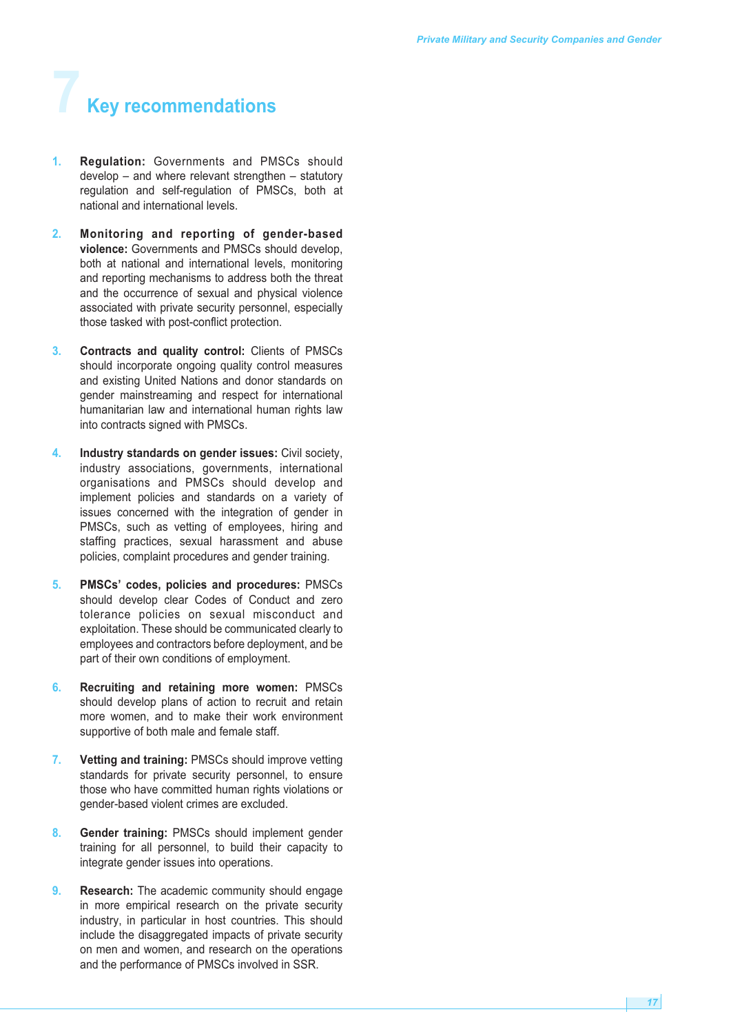# 7 Key recommendations

1. **Regulation:** Governments and PMSCs should develop – and where relevant strengthen – statutory regulation and self-regulation of PMSCs, both at national and international levels.

2. **Monitoring and reporting of gender-based violence:** Governments and PMSCs should develop, both at national and international levels, monitoring and reporting mechanisms to address both the threat and the occurrence of sexual and physical violence associated with private security personnel, especially those tasked with post-conflict protection.

3. **Contracts and quality control:** Clients of PMSCs should incorporate ongoing quality control measures and existing United Nations and donor standards on gender mainstreaming and respect for international humanitarian law and international human rights law into contracts signed with PMSCs.

4. **Industry standards on gender issues:** Civil society, industry associations, governments, international organisations and PMSCs should develop and implement policies and standards on a variety of issues concerned with the integration of gender in PMSCs, such as vetting of employees, hiring and staffing practices, sexual harassment and abuse policies, complaint procedures and gender training.

5. **PMSCs' codes, policies and procedures:** PMSCs should develop clear Codes of Conduct and zero tolerance policies on sexual misconduct and exploitation. These should be communicated clearly to employees and contractors before deployment, and be part of their own conditions of employment.

6. **Recruiting and retaining more women:** PMSCs should develop plans of action to recruit and retain more women, and to make their work environment supportive of both male and female staff.

7. **Vetting and training:** PMSCs should improve vetting standards for private security personnel, to ensure those who have committed human rights violations or gender-based violent crimes are excluded.

8. **Gender training:** PMSCs should implement gender training for all personnel, to build their capacity to integrate gender issues into operations.

9. **Research:** The academic community should engage in more empirical research on the private security industry, in particular in host countries. This should include the disaggregated impacts of private security on men and women, and research on the operations and the performance of PMSCs involved in SSR.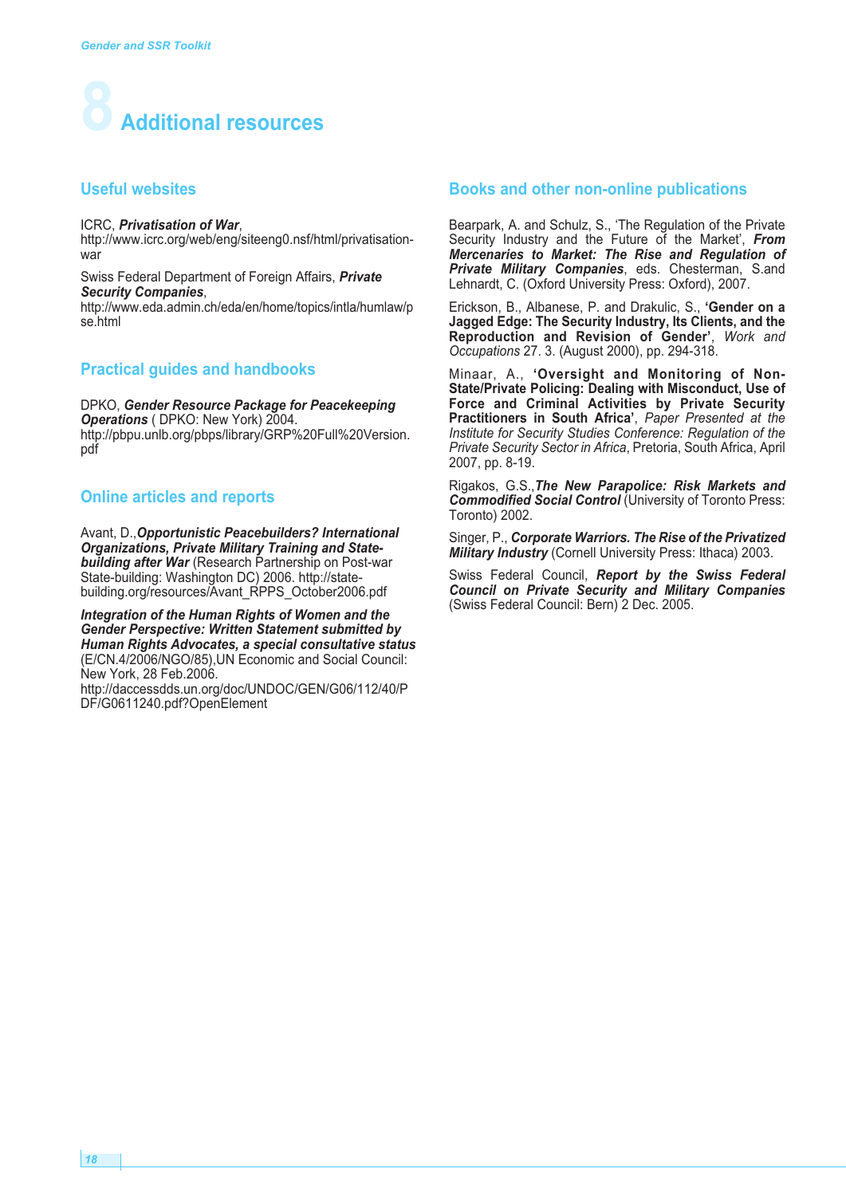# 8 Additional resources

## Useful websites

ICRC, ***Privatisation of War***,
http://www.icrc.org/web/eng/siteeng0.nsf/html/privatisation-war

Swiss Federal Department of Foreign Affairs, ***Private Security Companies***,
http://www.eda.admin.ch/eda/en/home/topics/intla/humlaw/pse.html

## Practical guides and handbooks

DPKO, ***Gender Resource Package for Peacekeeping Operations*** ( DPKO: New York) 2004.
http://pbpu.unlb.org/pbps/library/GRP%20Full%20Version.pdf

## Online articles and reports

Avant, D.,***Opportunistic Peacebuilders? International Organizations, Private Military Training and State-building after War*** (Research Partnership on Post-war State-building: Washington DC) 2006. http://state-building.org/resources/Avant_RPPS_October2006.pdf

***Integration of the Human Rights of Women and the Gender Perspective: Written Statement submitted by Human Rights Advocates, a special consultative status*** (E/CN.4/2006/NGO/85),UN Economic and Social Council: New York, 28 Feb.2006.
http://daccessdds.un.org/doc/UNDOC/GEN/G06/112/40/PDF/G0611240.pdf?OpenElement

## Books and other non-online publications

Bearpark, A. and Schulz, S., 'The Regulation of the Private Security Industry and the Future of the Market', ***From Mercenaries to Market: The Rise and Regulation of Private Military Companies***, eds. Chesterman, S.and Lehnardt, C. (Oxford University Press: Oxford), 2007.

Erickson, B., Albanese, P. and Drakulic, S., **'Gender on a Jagged Edge: The Security Industry, Its Clients, and the Reproduction and Revision of Gender'**, *Work and Occupations* 27. 3. (August 2000), pp. 294-318.

Minaar, A., **'Oversight and Monitoring of Non-State/Private Policing: Dealing with Misconduct, Use of Force and Criminal Activities by Private Security Practitioners in South Africa'**, *Paper Presented at the Institute for Security Studies Conference: Regulation of the Private Security Sector in Africa*, Pretoria, South Africa, April 2007, pp. 8-19.

Rigakos, G.S.,***The New Parapolice: Risk Markets and Commodified Social Control*** (University of Toronto Press: Toronto) 2002.

Singer, P., ***Corporate Warriors. The Rise of the Privatized Military Industry*** (Cornell University Press: Ithaca) 2003.

Swiss Federal Council, ***Report by the Swiss Federal Council on Private Security and Military Companies*** (Swiss Federal Council: Bern) 2 Dec. 2005.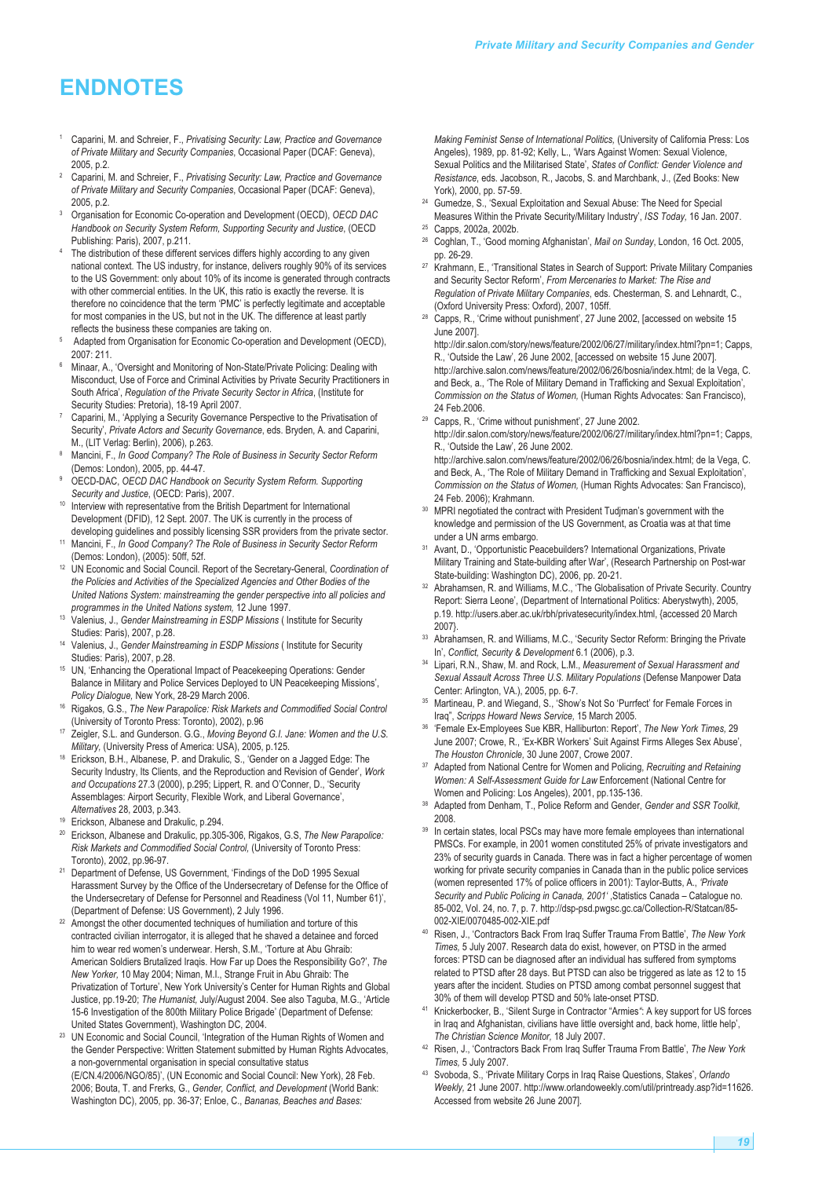# ENDNOTES

1. Caparini, M. and Schreier, F., *Privatising Security: Law, Practice and Governance of Private Military and Security Companies*, Occasional Paper (DCAF: Geneva), 2005, p.2.
2. Caparini, M. and Schreier, F., *Privatising Security: Law, Practice and Governance of Private Military and Security Companies*, Occasional Paper (DCAF: Geneva), 2005, p.2.
3. Organisation for Economic Co-operation and Development (OECD), *OECD DAC Handbook on Security System Reform, Supporting Security and Justice*, (OECD Publishing: Paris), 2007, p.211.
4. The distribution of these different services differs highly according to any given national context. The US industry, for instance, delivers roughly 90% of its services to the US Government: only about 10% of its income is generated through contracts with other commercial entities. In the UK, this ratio is exactly the reverse. It is therefore no coincidence that the term 'PMC' is perfectly legitimate and acceptable for most companies in the US, but not in the UK. The difference at least partly reflects the business these companies are taking on.
5. Adapted from Organisation for Economic Co-operation and Development (OECD), 2007: 211.
6. Minaar, A., 'Oversight and Monitoring of Non-State/Private Policing: Dealing with Misconduct, Use of Force and Criminal Activities by Private Security Practitioners in South Africa', *Regulation of the Private Security Sector in Africa*, (Institute for Security Studies: Pretoria), 18-19 April 2007.
7. Caparini, M., 'Applying a Security Governance Perspective to the Privatisation of Security', *Private Actors and Security Governance*, eds. Bryden, A. and Caparini, M., (LIT Verlag: Berlin), 2006), p.263.
8. Mancini, F., *In Good Company? The Role of Business in Security Sector Reform* (Demos: London), 2005, pp. 44-47.
9. OECD-DAC, *OECD DAC Handbook on Security System Reform. Supporting Security and Justice*, (OECD: Paris), 2007.
10. Interview with representative from the British Department for International Development (DFID), 12 Sept. 2007. The UK is currently in the process of developing guidelines and possibly licensing SSR providers from the private sector.
11. Mancini, F., *In Good Company? The Role of Business in Security Sector Reform* (Demos: London), (2005): 50ff, 52f.
12. UN Economic and Social Council. Report of the Secretary-General, *Coordination of the Policies and Activities of the Specialized Agencies and Other Bodies of the United Nations System: mainstreaming the gender perspective into all policies and programmes in the United Nations system,* 12 June 1997.
13. Valenius, J., *Gender Mainstreaming in ESDP Missions* ( Institute for Security Studies: Paris), 2007, p.28.
14. Valenius, J., *Gender Mainstreaming in ESDP Missions* ( Institute for Security Studies: Paris), 2007, p.28.
15. UN, 'Enhancing the Operational Impact of Peacekeeping Operations: Gender Balance in Military and Police Services Deployed to UN Peacekeeping Missions', *Policy Dialogue,* New York, 28-29 March 2006.
16. Rigakos, G.S., *The New Parapolice: Risk Markets and Commodified Social Control* (University of Toronto Press: Toronto), 2002), p.96
17. Zeigler, S.L. and Gunderson. G.G., *Moving Beyond G.I. Jane: Women and the U.S. Military,* (University Press of America: USA), 2005, p.125.
18. Erickson, B.H., Albanese, P. and Drakulic, S., 'Gender on a Jagged Edge: The Security Industry, Its Clients, and the Reproduction and Revision of Gender', *Work and Occupations* 27.3 (2000), p.295; Lippert, R. and O'Conner, D., 'Security Assemblages: Airport Security, Flexible Work, and Liberal Governance', *Alternatives* 28, 2003, p.343.
19. Erickson, Albanese and Drakulic, p.294.
20. Erickson, Albanese and Drakulic, pp.305-306, Rigakos, G.S, *The New Parapolice: Risk Markets and Commodified Social Control,* (University of Toronto Press: Toronto), 2002, pp.96-97.
21. Department of Defense, US Government, 'Findings of the DoD 1995 Sexual Harassment Survey by the Office of the Undersecretary of Defense for the Office of the Undersecretary of Defense for Personnel and Readiness (Vol 11, Number 61)', (Department of Defense: US Government), 2 July 1996.
22. Amongst the other documented techniques of humiliation and torture of this contracted civilian interrogator, it is alleged that he shaved a detainee and forced him to wear red women's underwear. Hersh, S.M., 'Torture at Abu Ghraib: American Soldiers Brutalized Iraqis. How Far up Does the Responsibility Go?', *The New Yorker,* 10 May 2004; Niman, M.I., Strange Fruit in Abu Ghraib: The Privatization of Torture', New York University's Center for Human Rights and Global Justice, pp.19-20; *The Humanist,* July/August 2004. See also Taguba, M.G., 'Article 15-6 Investigation of the 800th Military Police Brigade' (Department of Defense: United States Government), Washington DC, 2004.
23. UN Economic and Social Council, 'Integration of the Human Rights of Women and the Gender Perspective: Written Statement submitted by Human Rights Advocates, a non-governmental organisation in special consultative status (E/CN.4/2006/NGO/85)', (UN Economic and Social Council: New York), 28 Feb. 2006; Bouta, T. and Frerks, G., *Gender, Conflict, and Development* (World Bank: Washington DC), 2005, pp. 36-37; Enloe, C., *Bananas, Beaches and Bases: Making Feminist Sense of International Politics,* (University of California Press: Los Angeles), 1989, pp. 81-92; Kelly, L., 'Wars Against Women: Sexual Violence, Sexual Politics and the Militarised State', *States of Conflict: Gender Violence and Resistance*, eds. Jacobson, R., Jacobs, S. and Marchbank, J., (Zed Books: New York), 2000, pp. 57-59.
24. Gumedze, S., 'Sexual Exploitation and Sexual Abuse: The Need for Special Measures Within the Private Security/Military Industry', *ISS Today*, 16 Jan. 2007.
25. Capps, 2002a, 2002b.
26. Coghlan, T., 'Good morning Afghanistan', *Mail on Sunday*, London, 16 Oct. 2005, pp. 26-29.
27. Krahmann, E., 'Transitional States in Search of Support: Private Military Companies and Security Sector Reform', *From Mercenaries to Market: The Rise and Regulation of Private Military Companies*, eds. Chesterman, S. and Lehnardt, C., (Oxford University Press: Oxford), 2007, 105ff.
28. Capps, R., 'Crime without punishment', 27 June 2002, [accessed on website 15 June 2007]. http://dir.salon.com/story/news/feature/2002/06/27/military/index.html?pn=1; Capps, R., 'Outside the Law', 26 June 2002, [accessed on website 15 June 2007]. http://archive.salon.com/news/feature/2002/06/26/bosnia/index.html; de la Vega, C. and Beck, a., 'The Role of Military Demand in Trafficking and Sexual Exploitation', *Commission on the Status of Women,* (Human Rights Advocates: San Francisco), 24 Feb.2006.
29. Capps, R., 'Crime without punishment', 27 June 2002. http://dir.salon.com/story/news/feature/2002/06/27/military/index.html?pn=1; Capps, R., 'Outside the Law', 26 June 2002. http://archive.salon.com/news/feature/2002/06/26/bosnia/index.html; de la Vega, C. and Beck, A., 'The Role of Military Demand in Trafficking and Sexual Exploitation', *Commission on the Status of Women,* (Human Rights Advocates: San Francisco), 24 Feb. 2006); Krahmann.
30. MPRI negotiated the contract with President Tudjman's government with the knowledge and permission of the US Government, as Croatia was at that time under a UN arms embargo.
31. Avant, D., 'Opportunistic Peacebuilders? International Organizations, Private Military Training and State-building after War', (Research Partnership on Post-war State-building: Washington DC), 2006, pp. 20-21.
32. Abrahamsen, R. and Williams, M.C., 'The Globalisation of Private Security. Country Report: Sierra Leone', (Department of International Politics: Aberystwyth), 2005, p.19. http://users.aber.ac.uk/rbh/privatesecurity/index.html, {accessed 20 March 2007}.
33. Abrahamsen, R. and Williams, M.C., 'Security Sector Reform: Bringing the Private In', *Conflict, Security & Development* 6.1 (2006), p.3.
34. Lipari, R.N., Shaw, M. and Rock, L.M., *Measurement of Sexual Harassment and Sexual Assault Across Three U.S. Military Populations* (Defense Manpower Data Center: Arlington, VA.), 2005, pp. 6-7.
35. Martineau, P. and Wiegand, S., 'Show's Not So 'Purrfect' for Female Forces in Iraq", *Scripps Howard News Service,* 15 March 2005.
36. 'Female Ex-Employees Sue KBR, Halliburton: Report', *The New York Times,* 29 June 2007; Crowe, R., 'Ex-KBR Workers' Suit Against Firms Alleges Sex Abuse', *The Houston Chronicle,* 30 June 2007, Crowe 2007.
37. Adapted from National Centre for Women and Policing, *Recruiting and Retaining Women: A Self-Assessment Guide for Law* Enforcement (National Centre for Women and Policing: Los Angeles), 2001, pp.135-136.
38. Adapted from Denham, T., Police Reform and Gender, *Gender and SSR Toolkit,* 2008.
39. In certain states, local PSCs may have more female employees than international PMSCs. For example, in 2001 women constituted 25% of private investigators and 23% of security guards in Canada. There was in fact a higher percentage of women working for private security companies in Canada than in the public police services (women represented 17% of police officers in 2001): Taylor-Butts, A., *'Private Security and Public Policing in Canada, 2001'* ,Statistics Canada – Catalogue no. 85-002, Vol. 24, no. 7, p. 7. http://dsp-psd.pwgsc.gc.ca/Collection-R/Statcan/85-002-XIE/0070485-002-XIE.pdf
40. Risen, J., 'Contractors Back From Iraq Suffer Trauma From Battle', *The New York Times,* 5 July 2007. Research data do exist, however, on PTSD in the armed forces: PTSD can be diagnosed after an individual has suffered from symptoms related to PTSD after 28 days. But PTSD can also be triggered as late as 12 to 15 years after the incident. Studies on PTSD among combat personnel suggest that 30% of them will develop PTSD and 50% late-onset PTSD.
41. Knickerbocker, B., 'Silent Surge in Contractor "Armies": A key support for US forces in Iraq and Afghanistan, civilians have little oversight and, back home, little help', *The Christian Science Monitor,* 18 July 2007.
42. Risen, J., 'Contractors Back From Iraq Suffer Trauma From Battle', *The New York Times,* 5 July 2007.
43. Svoboda, S., 'Private Military Corps in Iraq Raise Questions, Stakes', *Orlando Weekly,* 21 June 2007. http://www.orlandoweekly.com/util/printready.asp?id=11626. Accessed from website 26 June 2007].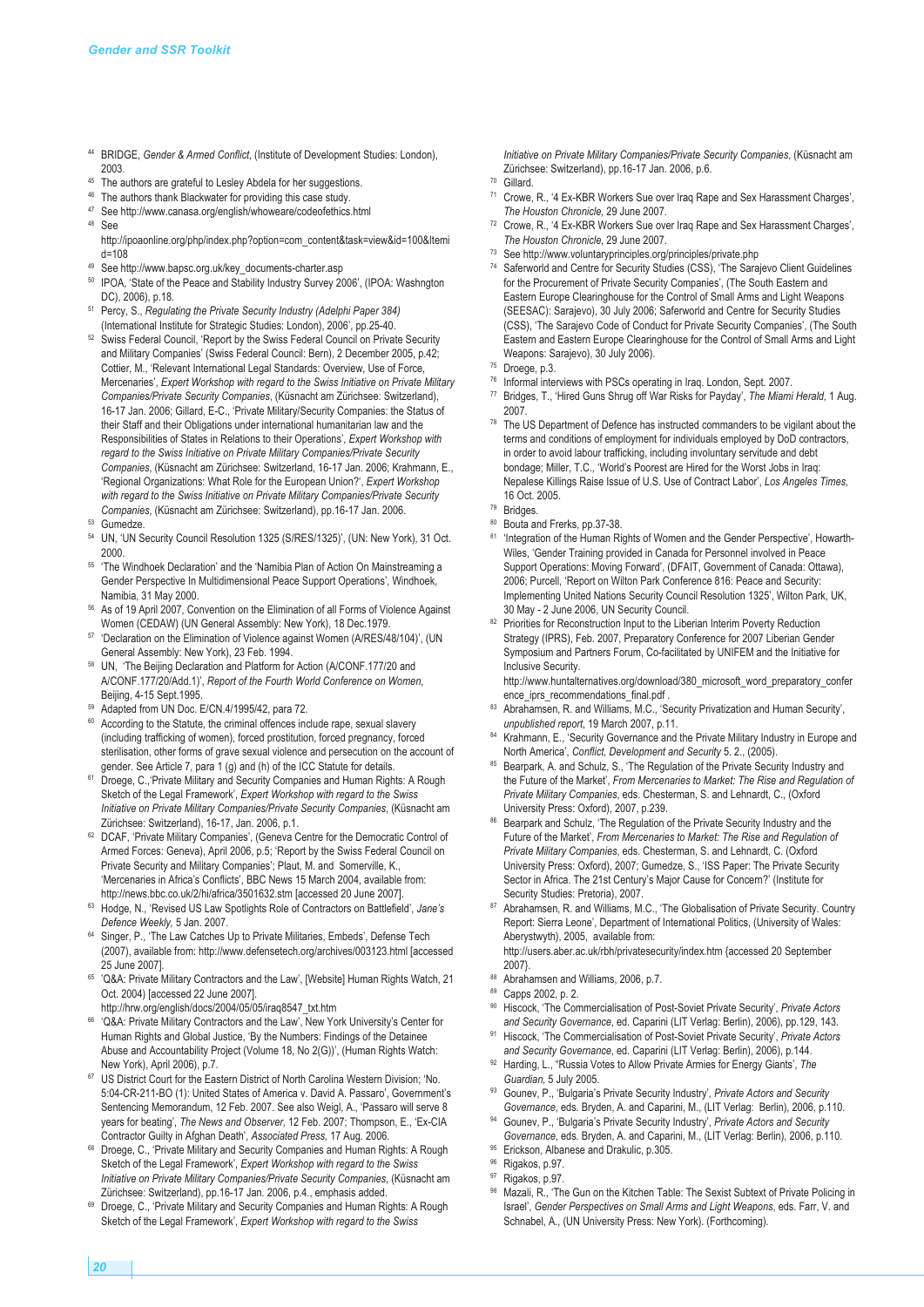[44] BRIDGE, *Gender & Armed Conflict*, (Institute of Development Studies: London), 2003.

[45] The authors are grateful to Lesley Abdela for her suggestions.

[46] The authors thank Blackwater for providing this case study.

[47] See http://www.canasa.org/english/whoweare/codeofethics.html

[48] See http://ipoaonline.org/php/index.php?option=com_content&task=view&id=100&Itemid=108

[49] See http://www.bapsc.org.uk/key_documents-charter.asp

[50] IPOA, 'State of the Peace and Stability Industry Survey 2006', (IPOA: Washngton DC), 2006), p.18.

[51] Percy, S., *Regulating the Private Security Industry (Adelphi Paper 384)* (International Institute for Strategic Studies: London), 2006', pp.25-40.

[52] Swiss Federal Council, 'Report by the Swiss Federal Council on Private Security and Military Companies' (Swiss Federal Council: Bern), 2 December 2005, p.42; Cottier, M., 'Relevant International Legal Standards: Overview, Use of Force, Mercenaries', *Expert Workshop with regard to the Swiss Initiative on Private Military Companies/Private Security Companies*, (Küsnacht am Zürichsee: Switzerland), 16-17 Jan. 2006; Gillard, E-C., 'Private Military/Security Companies: the Status of their Staff and their Obligations under international humanitarian law and the Responsibilities of States in Relations to their Operations', *Expert Workshop with regard to the Swiss Initiative on Private Military Companies/Private Security Companies*, (Küsnacht am Zürichsee: Switzerland, 16-17 Jan. 2006; Krahmann, E., 'Regional Organizations: What Role for the European Union?', *Expert Workshop with regard to the Swiss Initiative on Private Military Companies/Private Security Companies*, (Küsnacht am Zürichsee: Switzerland), pp.16-17 Jan. 2006.

[53] Gumedze.

[54] UN, 'UN Security Council Resolution 1325 (S/RES/1325)', (UN: New York), 31 Oct. 2000.

[55] 'The Windhoek Declaration' and the 'Namibia Plan of Action On Mainstreaming a Gender Perspective In Multidimensional Peace Support Operations', Windhoek, Namibia, 31 May 2000.

[56] As of 19 April 2007, Convention on the Elimination of all Forms of Violence Against Women (CEDAW) (UN General Assembly: New York), 18 Dec.1979.

[57] 'Declaration on the Elimination of Violence against Women (A/RES/48/104)', (UN General Assembly: New York), 23 Feb. 1994.

[58] UN, 'The Beijing Declaration and Platform for Action (A/CONF.177/20 and A/CONF.177/20/Add.1)', *Report of the Fourth World Conference on Women*, Beijing, 4-15 Sept.1995.

[59] Adapted from UN Doc. E/CN.4/1995/42, para 72.

[60] According to the Statute, the criminal offences include rape, sexual slavery (including trafficking of women), forced prostitution, forced pregnancy, forced sterilisation, other forms of grave sexual violence and persecution on the account of gender. See Article 7, para 1 (g) and (h) of the ICC Statute for details.

[61] Droege, C.,'Private Military and Security Companies and Human Rights: A Rough Sketch of the Legal Framework', *Expert Workshop with regard to the Swiss Initiative on Private Military Companies/Private Security Companies*, (Küsnacht am Zürichsee: Switzerland), 16-17, Jan. 2006, p.1.

[62] DCAF, 'Private Military Companies', (Geneva Centre for the Democratic Control of Armed Forces: Geneva), April 2006, p.5; 'Report by the Swiss Federal Council on Private Security and Military Companies'; Plaut, M. and Somerville, K., 'Mercenaries in Africa's Conflicts', BBC News 15 March 2004, available from: http://news.bbc.co.uk/2/hi/africa/3501632.stm [accessed 20 June 2007].

[63] Hodge, N., 'Revised US Law Spotlights Role of Contractors on Battlefield', *Jane's Defence Weekly*, 5 Jan. 2007.

[64] Singer, P., 'The Law Catches Up to Private Militaries, Embeds', Defense Tech (2007), available from: http://www.defensetech.org/archives/003123.html [accessed 25 June 2007].

[65] 'Q&A: Private Military Contractors and the Law', [Website] Human Rights Watch, 21 Oct. 2004) [accessed 22 June 2007]. http://hrw.org/english/docs/2004/05/05/iraq8547_txt.htm

[66] 'Q&A: Private Military Contractors and the Law', New York University's Center for Human Rights and Global Justice, 'By the Numbers: Findings of the Detainee Abuse and Accountability Project (Volume 18, No 2(G))', (Human Rights Watch: New York), April 2006), p.7.

[67] US District Court for the Eastern District of North Carolina Western Division; 'No. 5:04-CR-211-BO (1): United States of America v. David A. Passaro', Government's Sentencing Memorandum, 12 Feb. 2007. See also Weigl, A., 'Passaro will serve 8 years for beating', *The News and Observer*, 12 Feb. 2007; Thompson, E., 'Ex-CIA Contractor Guilty in Afghan Death', *Associated Press*, 17 Aug. 2006.

[68] Droege, C., 'Private Military and Security Companies and Human Rights: A Rough Sketch of the Legal Framework', *Expert Workshop with regard to the Swiss Initiative on Private Military Companies/Private Security Companies*, (Küsnacht am Zürichsee: Switzerland), pp.16-17 Jan. 2006, p.4., emphasis added.

[69] Droege, C., 'Private Military and Security Companies and Human Rights: A Rough Sketch of the Legal Framework', *Expert Workshop with regard to the Swiss Initiative on Private Military Companies/Private Security Companies*, (Küsnacht am Zürichsee: Switzerland), pp.16-17 Jan. 2006, p.6.

[70] Gillard.

[71] Crowe, R., '4 Ex-KBR Workers Sue over Iraq Rape and Sex Harassment Charges', *The Houston Chronicle*, 29 June 2007.

[72] Crowe, R., '4 Ex-KBR Workers Sue over Iraq Rape and Sex Harassment Charges', *The Houston Chronicle*, 29 June 2007.

[73] See http://www.voluntaryprinciples.org/principles/private.php

[74] Saferworld and Centre for Security Studies (CSS), 'The Sarajevo Client Guidelines for the Procurement of Private Security Companies', (The South Eastern and Eastern Europe Clearinghouse for the Control of Small Arms and Light Weapons (SEESAC): Sarajevo), 30 July 2006; Saferworld and Centre for Security Studies (CSS), 'The Sarajevo Code of Conduct for Private Security Companies', (The South Eastern and Eastern Europe Clearinghouse for the Control of Small Arms and Light Weapons: Sarajevo), 30 July 2006).

[75] Droege, p.3.

[76] Informal interviews with PSCs operating in Iraq. London, Sept. 2007.

[77] Bridges, T., 'Hired Guns Shrug off War Risks for Payday', *The Miami Herald*, 1 Aug. 2007.

[78] The US Department of Defence has instructed commanders to be vigilant about the terms and conditions of employment for individuals employed by DoD contractors, in order to avoid labour trafficking, including involuntary servitude and debt bondage; Miller, T.C., 'World's Poorest are Hired for the Worst Jobs in Iraq: Nepalese Killings Raise Issue of U.S. Use of Contract Labor', *Los Angeles Times*, 16 Oct. 2005.

[79] Bridges.

[80] Bouta and Frerks, pp.37-38.

[81] 'Integration of the Human Rights of Women and the Gender Perspective', Howarth-Wiles, 'Gender Training provided in Canada for Personnel involved in Peace Support Operations: Moving Forward', (DFAIT, Government of Canada: Ottawa), 2006; Purcell, 'Report on Wilton Park Conference 816: Peace and Security: Implementing United Nations Security Council Resolution 1325', Wilton Park, UK, 30 May - 2 June 2006, UN Security Council.

[82] Priorities for Reconstruction Input to the Liberian Interim Poverty Reduction Strategy (IPRS), Feb. 2007, Preparatory Conference for 2007 Liberian Gender Symposium and Partners Forum, Co-facilitated by UNIFEM and the Initiative for Inclusive Security. http://www.huntalternatives.org/download/380_microsoft_word_preparatory_conference_iprs_recommendations_final.pdf .

[83] Abrahamsen, R. and Williams, M.C., 'Security Privatization and Human Security', *unpublished report*, 19 March 2007, p.11.

[84] Krahmann, E., 'Security Governance and the Private Military Industry in Europe and North America', *Conflict, Development and Security* 5. 2., (2005).

[85] Bearpark, A. and Schulz, S., 'The Regulation of the Private Security Industry and the Future of the Market', *From Mercenaries to Market: The Rise and Regulation of Private Military Companies*, eds. Chesterman, S. and Lehnardt, C., (Oxford University Press: Oxford), 2007, p.239.

[86] Bearpark and Schulz, 'The Regulation of the Private Security Industry and the Future of the Market', *From Mercenaries to Market: The Rise and Regulation of Private Military Companies*, eds. Chesterman, S. and Lehnardt, C. (Oxford University Press: Oxford), 2007; Gumedze, S., 'ISS Paper: The Private Security Sector in Africa. The 21st Century's Major Cause for Concern?' (Institute for Security Studies: Pretoria), 2007.

[87] Abrahamsen, R. and Williams, M.C., 'The Globalisation of Private Security. Country Report: Sierra Leone', Department of International Politics, (University of Wales: Aberystwyth), 2005, available from: http://users.aber.ac.uk/rbh/privatesecurity/index.htm {accessed 20 September 2007}.

[88] Abrahamsen and Williams, 2006, p.7.

[89] Capps 2002, p. 2.

[90] Hiscock, 'The Commercialisation of Post-Soviet Private Security', *Private Actors and Security Governance*, ed. Caparini (LIT Verlag: Berlin), 2006), pp.129, 143.

[91] Hiscock, 'The Commercialisation of Post-Soviet Private Security', *Private Actors and Security Governance*, ed. Caparini (LIT Verlag: Berlin), 2006), p.144.

[92] Harding, L., "Russia Votes to Allow Private Armies for Energy Giants', *The Guardian*, 5 July 2005.

[93] Gounev, P., 'Bulgaria's Private Security Industry', *Private Actors and Security Governance*, eds. Bryden, A. and Caparini, M., (LIT Verlag: Berlin), 2006, p.110.

[94] Gounev, P., 'Bulgaria's Private Security Industry', *Private Actors and Security Governance*, eds. Bryden, A. and Caparini, M., (LIT Verlag: Berlin), 2006, p.110.

[95] Erickson, Albanese and Drakulic, p.305.

[96] Rigakos, p.97.

[97] Rigakos, p.97.

[98] Mazali, R., 'The Gun on the Kitchen Table: The Sexist Subtext of Private Policing in Israel', *Gender Perspectives on Small Arms and Light Weapons*, eds. Farr, V. and Schnabel, A., (UN University Press: New York). (Forthcoming).